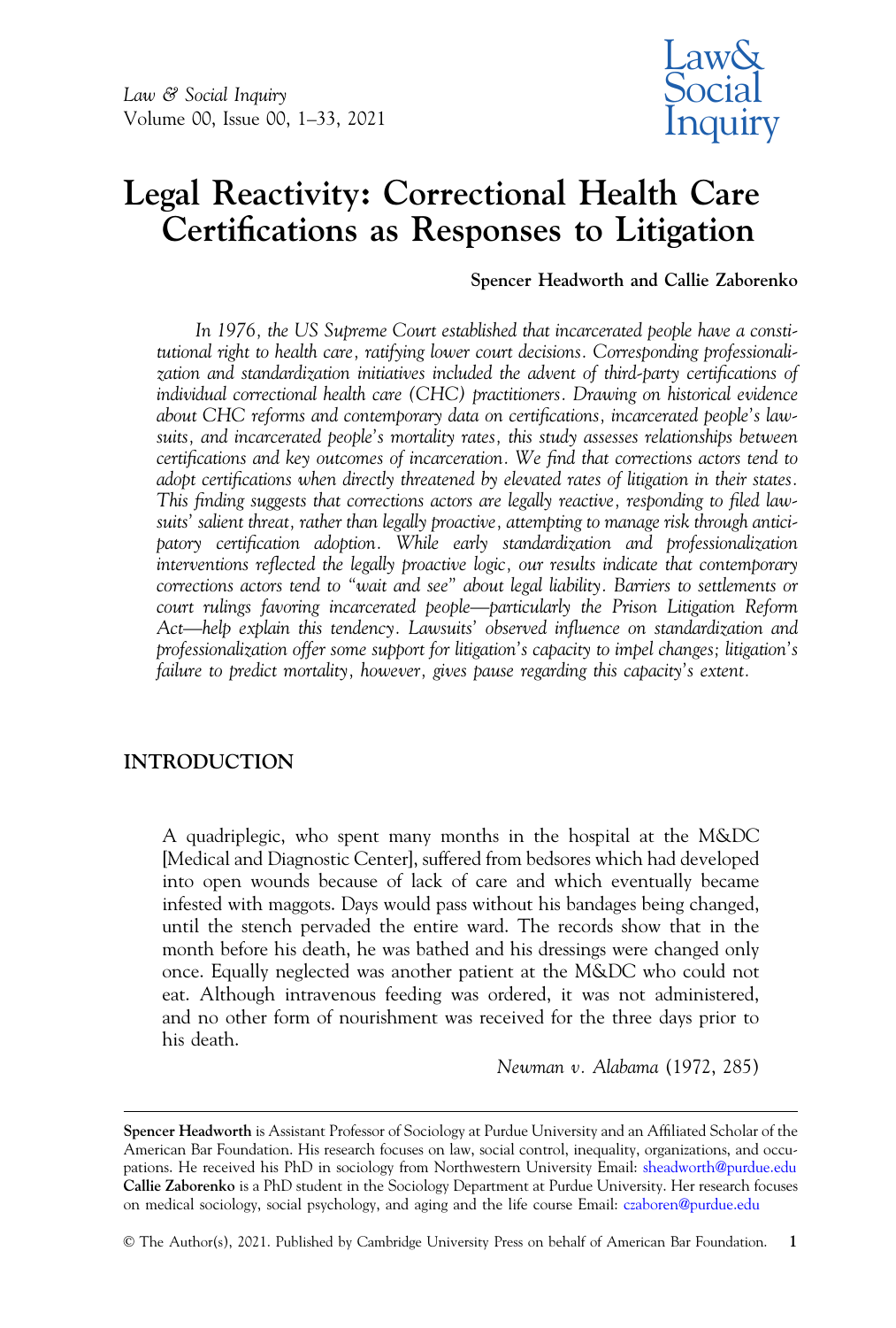# Legal Reactivity: Correctional Health Care Certifications as Responses to Litigation

**Spencer Headworth and Callie Zaborenko**

*In 1976, the US Supreme Court established that incarcerated people have a constitutional right to health care, ratifying lower court decisions. Corresponding professionalization and standardization initiatives included the advent of third-party certifications of individual correctional health care (CHC) practitioners. Drawing on historical evidence about CHC reforms and contemporary data on certifications, incarcerated people's lawsuits, and incarcerated people's mortality rates, this study assesses relationships between certifications and key outcomes of incarceration. We find that corrections actors tend to adopt certifications when directly threatened by elevated rates of litigation in their states. This finding suggests that corrections actors are legally reactive, responding to filed lawsuits' salient threat, rather than legally proactive, attempting to manage risk through anticipatory certification adoption. While early standardization and professionalization interventions reflected the legally proactive logic, our results indicate that contemporary corrections actors tend to "wait and see" about legal liability. Barriers to settlements or court rulings favoring incarcerated people—particularly the Prison Litigation Reform Act—help explain this tendency. Lawsuits' observed influence on standardization and professionalization offer some support for litigation's capacity to impel changes; litigation's failure to predict mortality, however, gives pause regarding this capacity's extent.*

## INTRODUCTION

> A quadriplegic, who spent many months in the hospital at the M&DC [Medical and Diagnostic Center], suffered from bedsores which had developed into open wounds because of lack of care and which eventually became infested with maggots. Days would pass without his bandages being changed, until the stench pervaded the entire ward. The records show that in the month before his death, he was bathed and his dressings were changed only once. Equally neglected was another patient at the M&DC who could not eat. Although intravenous feeding was ordered, it was not administered, and no other form of nourishment was received for the three days prior to his death.
>
> *Newman v. Alabama* (1972, 285)

---

**Spencer Headworth** is Assistant Professor of Sociology at Purdue University and an Affiliated Scholar of the American Bar Foundation. His research focuses on law, social control, inequality, organizations, and occupations. He received his PhD in sociology from Northwestern University Email: sheadworth@purdue.edu
**Callie Zaborenko** is a PhD student in the Sociology Department at Purdue University. Her research focuses on medical sociology, social psychology, and aging and the life course Email: czaboren@purdue.edu

© The Author(s), 2021. Published by Cambridge University Press on behalf of American Bar Foundation.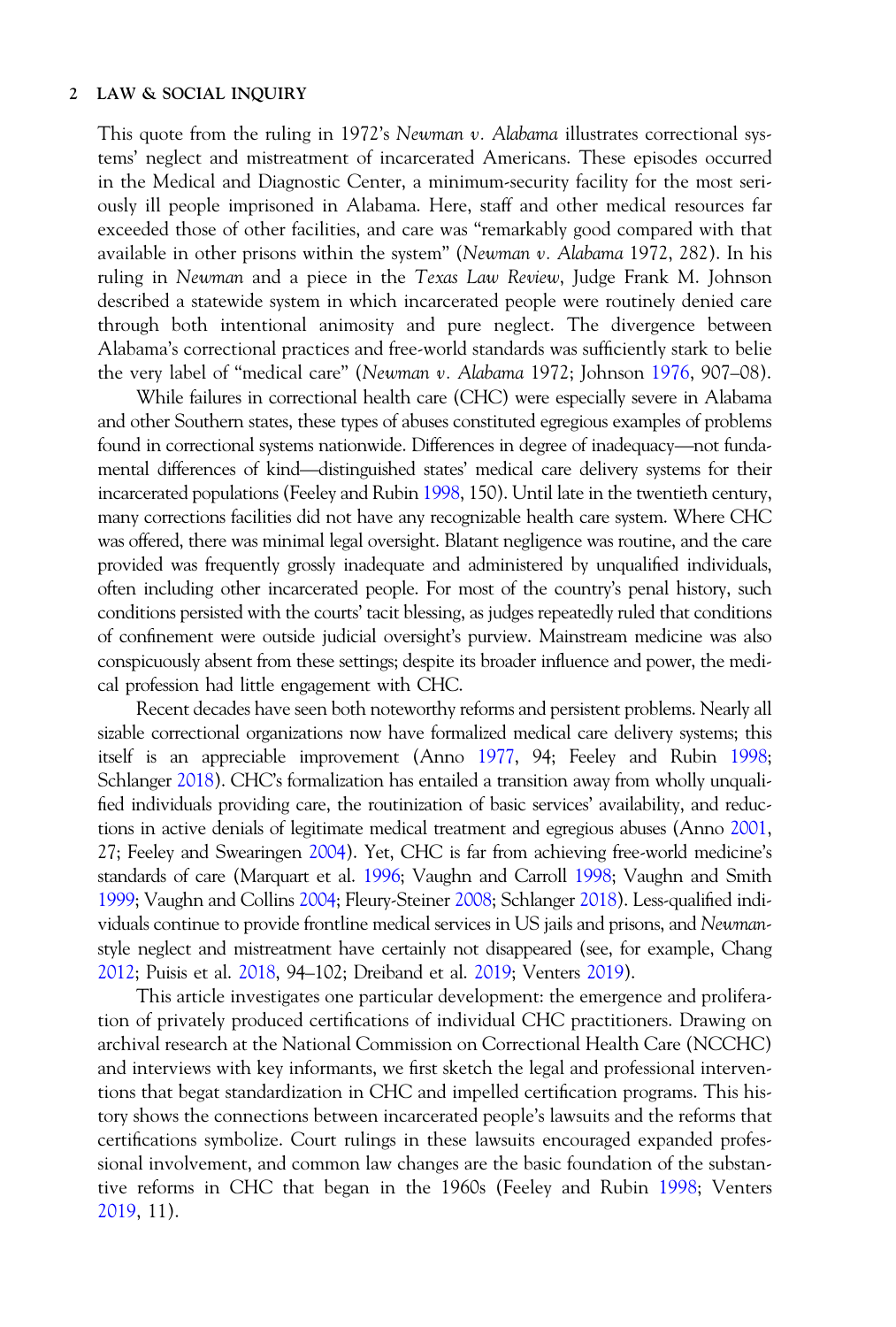This quote from the ruling in 1972's *Newman v. Alabama* illustrates correctional systems' neglect and mistreatment of incarcerated Americans. These episodes occurred in the Medical and Diagnostic Center, a minimum-security facility for the most seriously ill people imprisoned in Alabama. Here, staff and other medical resources far exceeded those of other facilities, and care was "remarkably good compared with that available in other prisons within the system" (*Newman v. Alabama* 1972, 282). In his ruling in *Newman* and a piece in the *Texas Law Review*, Judge Frank M. Johnson described a statewide system in which incarcerated people were routinely denied care through both intentional animosity and pure neglect. The divergence between Alabama's correctional practices and free-world standards was sufficiently stark to belie the very label of "medical care" (*Newman v. Alabama* 1972; Johnson 1976, 907–08).

While failures in correctional health care (CHC) were especially severe in Alabama and other Southern states, these types of abuses constituted egregious examples of problems found in correctional systems nationwide. Differences in degree of inadequacy—not fundamental differences of kind—distinguished states' medical care delivery systems for their incarcerated populations (Feeley and Rubin 1998, 150). Until late in the twentieth century, many corrections facilities did not have any recognizable health care system. Where CHC was offered, there was minimal legal oversight. Blatant negligence was routine, and the care provided was frequently grossly inadequate and administered by unqualified individuals, often including other incarcerated people. For most of the country's penal history, such conditions persisted with the courts' tacit blessing, as judges repeatedly ruled that conditions of confinement were outside judicial oversight's purview. Mainstream medicine was also conspicuously absent from these settings; despite its broader influence and power, the medical profession had little engagement with CHC.

Recent decades have seen both noteworthy reforms and persistent problems. Nearly all sizable correctional organizations now have formalized medical care delivery systems; this itself is an appreciable improvement (Anno 1977, 94; Feeley and Rubin 1998; Schlanger 2018). CHC's formalization has entailed a transition away from wholly unqualified individuals providing care, the routinization of basic services' availability, and reductions in active denials of legitimate medical treatment and egregious abuses (Anno 2001, 27; Feeley and Swearingen 2004). Yet, CHC is far from achieving free-world medicine's standards of care (Marquart et al. 1996; Vaughn and Carroll 1998; Vaughn and Smith 1999; Vaughn and Collins 2004; Fleury-Steiner 2008; Schlanger 2018). Less-qualified individuals continue to provide frontline medical services in US jails and prisons, and *Newman*-style neglect and mistreatment have certainly not disappeared (see, for example, Chang 2012; Puisis et al. 2018, 94–102; Dreiband et al. 2019; Venters 2019).

This article investigates one particular development: the emergence and proliferation of privately produced certifications of individual CHC practitioners. Drawing on archival research at the National Commission on Correctional Health Care (NCCHC) and interviews with key informants, we first sketch the legal and professional interventions that begat standardization in CHC and impelled certification programs. This history shows the connections between incarcerated people's lawsuits and the reforms that certifications symbolize. Court rulings in these lawsuits encouraged expanded professional involvement, and common law changes are the basic foundation of the substantive reforms in CHC that began in the 1960s (Feeley and Rubin 1998; Venters 2019, 11).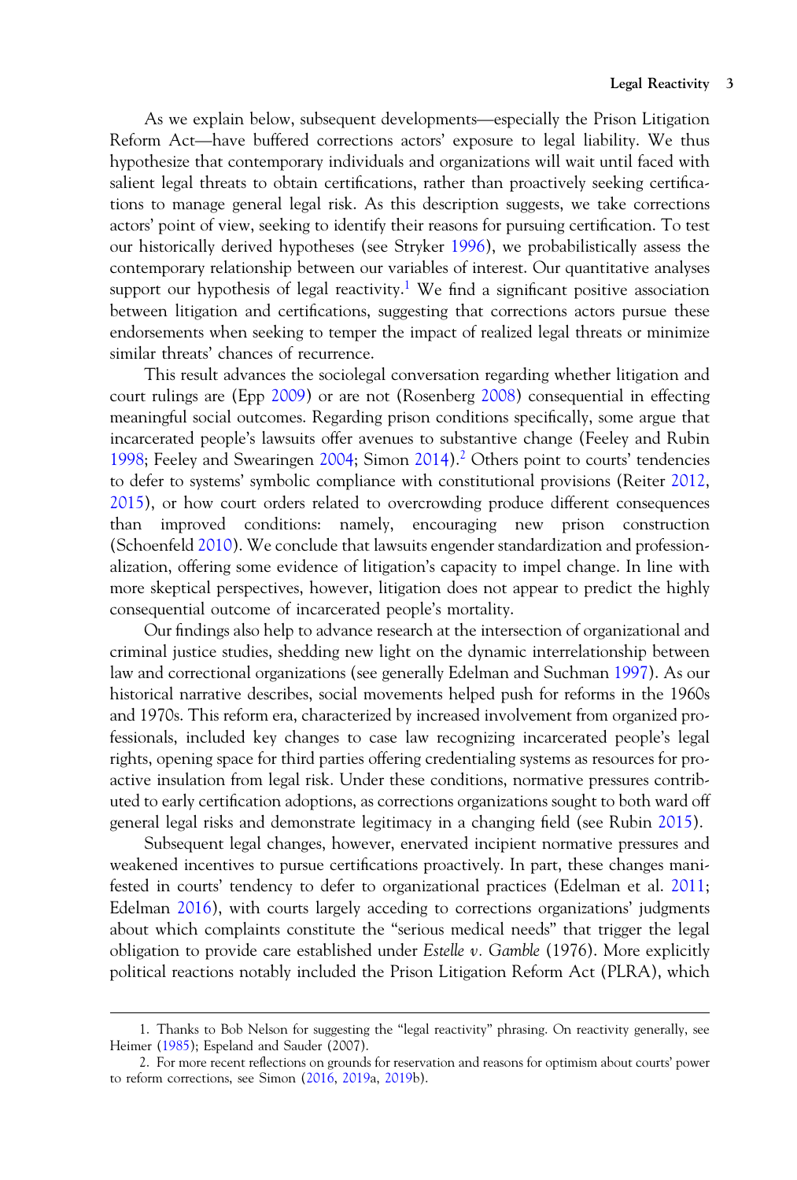As we explain below, subsequent developments—especially the Prison Litigation Reform Act—have buffered corrections actors' exposure to legal liability. We thus hypothesize that contemporary individuals and organizations will wait until faced with salient legal threats to obtain certifications, rather than proactively seeking certifications to manage general legal risk. As this description suggests, we take corrections actors' point of view, seeking to identify their reasons for pursuing certification. To test our historically derived hypotheses (see Stryker 1996), we probabilistically assess the contemporary relationship between our variables of interest. Our quantitative analyses support our hypothesis of legal reactivity.[1] We find a significant positive association between litigation and certifications, suggesting that corrections actors pursue these endorsements when seeking to temper the impact of realized legal threats or minimize similar threats' chances of recurrence.

This result advances the sociolegal conversation regarding whether litigation and court rulings are (Epp 2009) or are not (Rosenberg 2008) consequential in effecting meaningful social outcomes. Regarding prison conditions specifically, some argue that incarcerated people's lawsuits offer avenues to substantive change (Feeley and Rubin 1998; Feeley and Swearingen 2004; Simon 2014).[2] Others point to courts' tendencies to defer to systems' symbolic compliance with constitutional provisions (Reiter 2012, 2015), or how court orders related to overcrowding produce different consequences than improved conditions: namely, encouraging new prison construction (Schoenfeld 2010). We conclude that lawsuits engender standardization and professionalization, offering some evidence of litigation's capacity to impel change. In line with more skeptical perspectives, however, litigation does not appear to predict the highly consequential outcome of incarcerated people's mortality.

Our findings also help to advance research at the intersection of organizational and criminal justice studies, shedding new light on the dynamic interrelationship between law and correctional organizations (see generally Edelman and Suchman 1997). As our historical narrative describes, social movements helped push for reforms in the 1960s and 1970s. This reform era, characterized by increased involvement from organized professionals, included key changes to case law recognizing incarcerated people's legal rights, opening space for third parties offering credentialing systems as resources for proactive insulation from legal risk. Under these conditions, normative pressures contributed to early certification adoptions, as corrections organizations sought to both ward off general legal risks and demonstrate legitimacy in a changing field (see Rubin 2015).

Subsequent legal changes, however, enervated incipient normative pressures and weakened incentives to pursue certifications proactively. In part, these changes manifested in courts' tendency to defer to organizational practices (Edelman et al. 2011; Edelman 2016), with courts largely acceding to corrections organizations' judgments about which complaints constitute the "serious medical needs" that trigger the legal obligation to provide care established under *Estelle v. Gamble* (1976). More explicitly political reactions notably included the Prison Litigation Reform Act (PLRA), which

---

1. Thanks to Bob Nelson for suggesting the "legal reactivity" phrasing. On reactivity generally, see Heimer (1985); Espeland and Sauder (2007).

2. For more recent reflections on grounds for reservation and reasons for optimism about courts' power to reform corrections, see Simon (2016, 2019a, 2019b).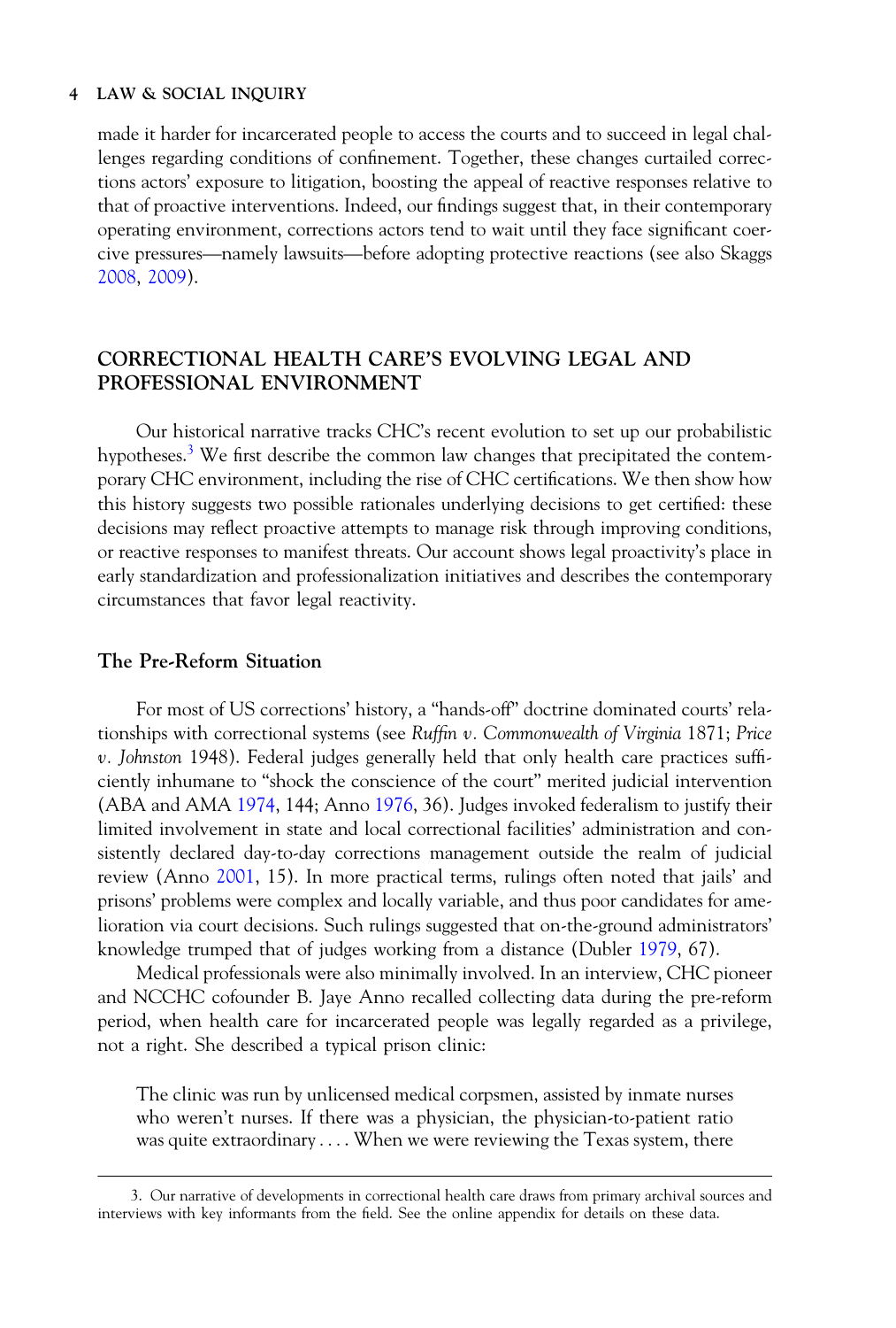made it harder for incarcerated people to access the courts and to succeed in legal challenges regarding conditions of confinement. Together, these changes curtailed corrections actors' exposure to litigation, boosting the appeal of reactive responses relative to that of proactive interventions. Indeed, our findings suggest that, in their contemporary operating environment, corrections actors tend to wait until they face significant coercive pressures—namely lawsuits—before adopting protective reactions (see also Skaggs 2008, 2009).

## CORRECTIONAL HEALTH CARE'S EVOLVING LEGAL AND PROFESSIONAL ENVIRONMENT

Our historical narrative tracks CHC's recent evolution to set up our probabilistic hypotheses.[3] We first describe the common law changes that precipitated the contemporary CHC environment, including the rise of CHC certifications. We then show how this history suggests two possible rationales underlying decisions to get certified: these decisions may reflect proactive attempts to manage risk through improving conditions, or reactive responses to manifest threats. Our account shows legal proactivity's place in early standardization and professionalization initiatives and describes the contemporary circumstances that favor legal reactivity.

### The Pre-Reform Situation

For most of US corrections' history, a "hands-off" doctrine dominated courts' relationships with correctional systems (see *Ruffin v. Commonwealth of Virginia* 1871; *Price v. Johnston* 1948). Federal judges generally held that only health care practices sufficiently inhumane to "shock the conscience of the court" merited judicial intervention (ABA and AMA 1974, 144; Anno 1976, 36). Judges invoked federalism to justify their limited involvement in state and local correctional facilities' administration and consistently declared day-to-day corrections management outside the realm of judicial review (Anno 2001, 15). In more practical terms, rulings often noted that jails' and prisons' problems were complex and locally variable, and thus poor candidates for amelioration via court decisions. Such rulings suggested that on-the-ground administrators' knowledge trumped that of judges working from a distance (Dubler 1979, 67).

Medical professionals were also minimally involved. In an interview, CHC pioneer and NCCHC cofounder B. Jaye Anno recalled collecting data during the pre-reform period, when health care for incarcerated people was legally regarded as a privilege, not a right. She described a typical prison clinic:

> The clinic was run by unlicensed medical corpsmen, assisted by inmate nurses who weren't nurses. If there was a physician, the physician-to-patient ratio was quite extraordinary .... When we were reviewing the Texas system, there

---

3. Our narrative of developments in correctional health care draws from primary archival sources and interviews with key informants from the field. See the online appendix for details on these data.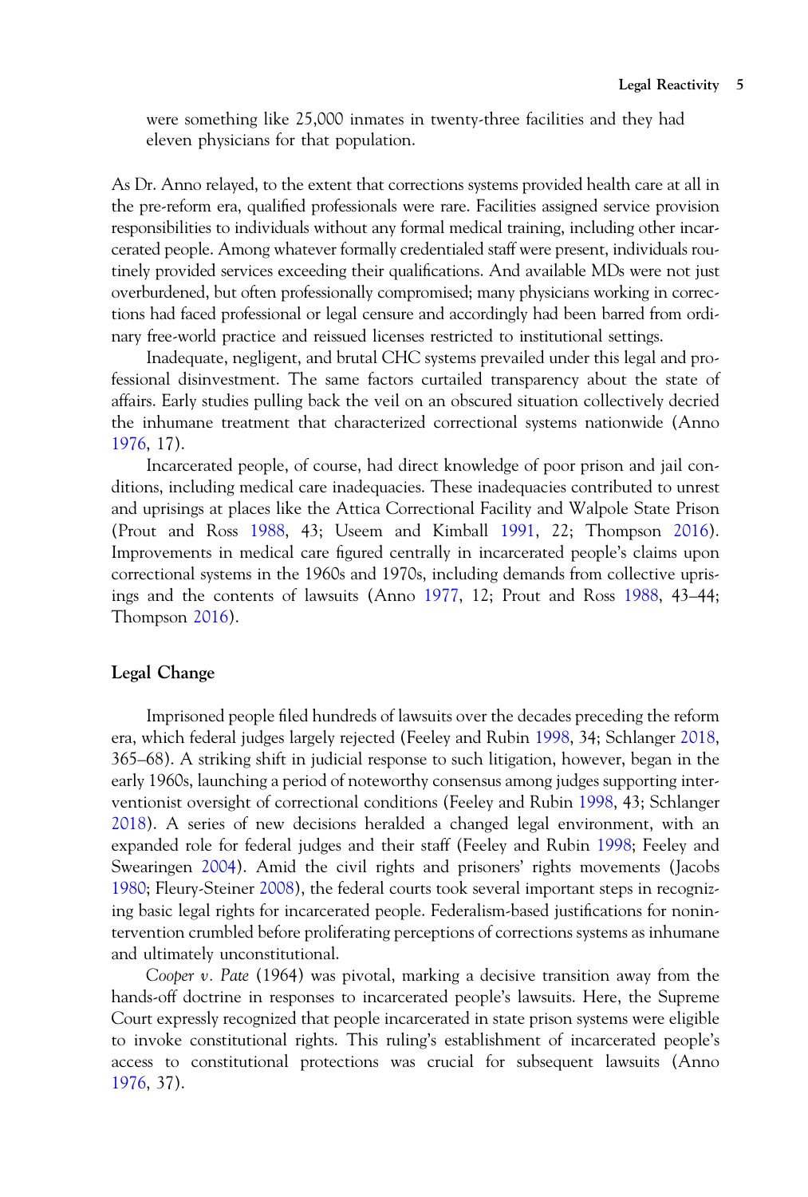were something like 25,000 inmates in twenty-three facilities and they had eleven physicians for that population.

As Dr. Anno relayed, to the extent that corrections systems provided health care at all in the pre-reform era, qualified professionals were rare. Facilities assigned service provision responsibilities to individuals without any formal medical training, including other incarcerated people. Among whatever formally credentialed staff were present, individuals routinely provided services exceeding their qualifications. And available MDs were not just overburdened, but often professionally compromised; many physicians working in corrections had faced professional or legal censure and accordingly had been barred from ordinary free-world practice and reissued licenses restricted to institutional settings.

Inadequate, negligent, and brutal CHC systems prevailed under this legal and professional disinvestment. The same factors curtailed transparency about the state of affairs. Early studies pulling back the veil on an obscured situation collectively decried the inhumane treatment that characterized correctional systems nationwide (Anno 1976, 17).

Incarcerated people, of course, had direct knowledge of poor prison and jail conditions, including medical care inadequacies. These inadequacies contributed to unrest and uprisings at places like the Attica Correctional Facility and Walpole State Prison (Prout and Ross 1988, 43; Useem and Kimball 1991, 22; Thompson 2016). Improvements in medical care figured centrally in incarcerated people's claims upon correctional systems in the 1960s and 1970s, including demands from collective uprisings and the contents of lawsuits (Anno 1977, 12; Prout and Ross 1988, 43–44; Thompson 2016).

## Legal Change

Imprisoned people filed hundreds of lawsuits over the decades preceding the reform era, which federal judges largely rejected (Feeley and Rubin 1998, 34; Schlanger 2018, 365–68). A striking shift in judicial response to such litigation, however, began in the early 1960s, launching a period of noteworthy consensus among judges supporting interventionist oversight of correctional conditions (Feeley and Rubin 1998, 43; Schlanger 2018). A series of new decisions heralded a changed legal environment, with an expanded role for federal judges and their staff (Feeley and Rubin 1998; Feeley and Swearingen 2004). Amid the civil rights and prisoners' rights movements (Jacobs 1980; Fleury-Steiner 2008), the federal courts took several important steps in recognizing basic legal rights for incarcerated people. Federalism-based justifications for nonintervention crumbled before proliferating perceptions of corrections systems as inhumane and ultimately unconstitutional.

*Cooper v. Pate* (1964) was pivotal, marking a decisive transition away from the hands-off doctrine in responses to incarcerated people's lawsuits. Here, the Supreme Court expressly recognized that people incarcerated in state prison systems were eligible to invoke constitutional rights. This ruling's establishment of incarcerated people's access to constitutional protections was crucial for subsequent lawsuits (Anno 1976, 37).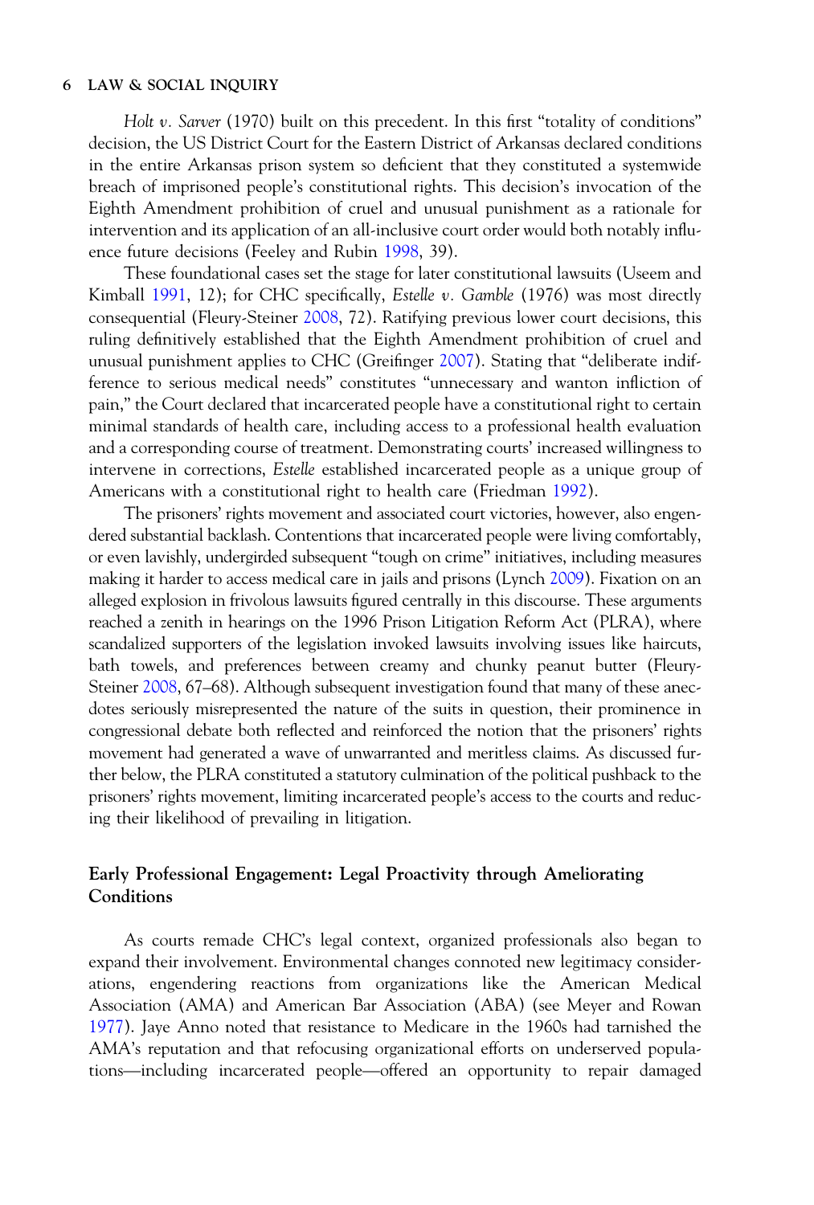*Holt v. Sarver* (1970) built on this precedent. In this first "totality of conditions" decision, the US District Court for the Eastern District of Arkansas declared conditions in the entire Arkansas prison system so deficient that they constituted a systemwide breach of imprisoned people's constitutional rights. This decision's invocation of the Eighth Amendment prohibition of cruel and unusual punishment as a rationale for intervention and its application of an all-inclusive court order would both notably influence future decisions (Feeley and Rubin 1998, 39).

These foundational cases set the stage for later constitutional lawsuits (Useem and Kimball 1991, 12); for CHC specifically, *Estelle v. Gamble* (1976) was most directly consequential (Fleury-Steiner 2008, 72). Ratifying previous lower court decisions, this ruling definitively established that the Eighth Amendment prohibition of cruel and unusual punishment applies to CHC (Greifinger 2007). Stating that "deliberate indifference to serious medical needs" constitutes "unnecessary and wanton infliction of pain," the Court declared that incarcerated people have a constitutional right to certain minimal standards of health care, including access to a professional health evaluation and a corresponding course of treatment. Demonstrating courts' increased willingness to intervene in corrections, *Estelle* established incarcerated people as a unique group of Americans with a constitutional right to health care (Friedman 1992).

The prisoners' rights movement and associated court victories, however, also engendered substantial backlash. Contentions that incarcerated people were living comfortably, or even lavishly, undergirded subsequent "tough on crime" initiatives, including measures making it harder to access medical care in jails and prisons (Lynch 2009). Fixation on an alleged explosion in frivolous lawsuits figured centrally in this discourse. These arguments reached a zenith in hearings on the 1996 Prison Litigation Reform Act (PLRA), where scandalized supporters of the legislation invoked lawsuits involving issues like haircuts, bath towels, and preferences between creamy and chunky peanut butter (Fleury-Steiner 2008, 67–68). Although subsequent investigation found that many of these anecdotes seriously misrepresented the nature of the suits in question, their prominence in congressional debate both reflected and reinforced the notion that the prisoners' rights movement had generated a wave of unwarranted and meritless claims. As discussed further below, the PLRA constituted a statutory culmination of the political pushback to the prisoners' rights movement, limiting incarcerated people's access to the courts and reducing their likelihood of prevailing in litigation.

## Early Professional Engagement: Legal Proactivity through Ameliorating Conditions

As courts remade CHC's legal context, organized professionals also began to expand their involvement. Environmental changes connoted new legitimacy considerations, engendering reactions from organizations like the American Medical Association (AMA) and American Bar Association (ABA) (see Meyer and Rowan 1977). Jaye Anno noted that resistance to Medicare in the 1960s had tarnished the AMA's reputation and that refocusing organizational efforts on underserved populations—including incarcerated people—offered an opportunity to repair damaged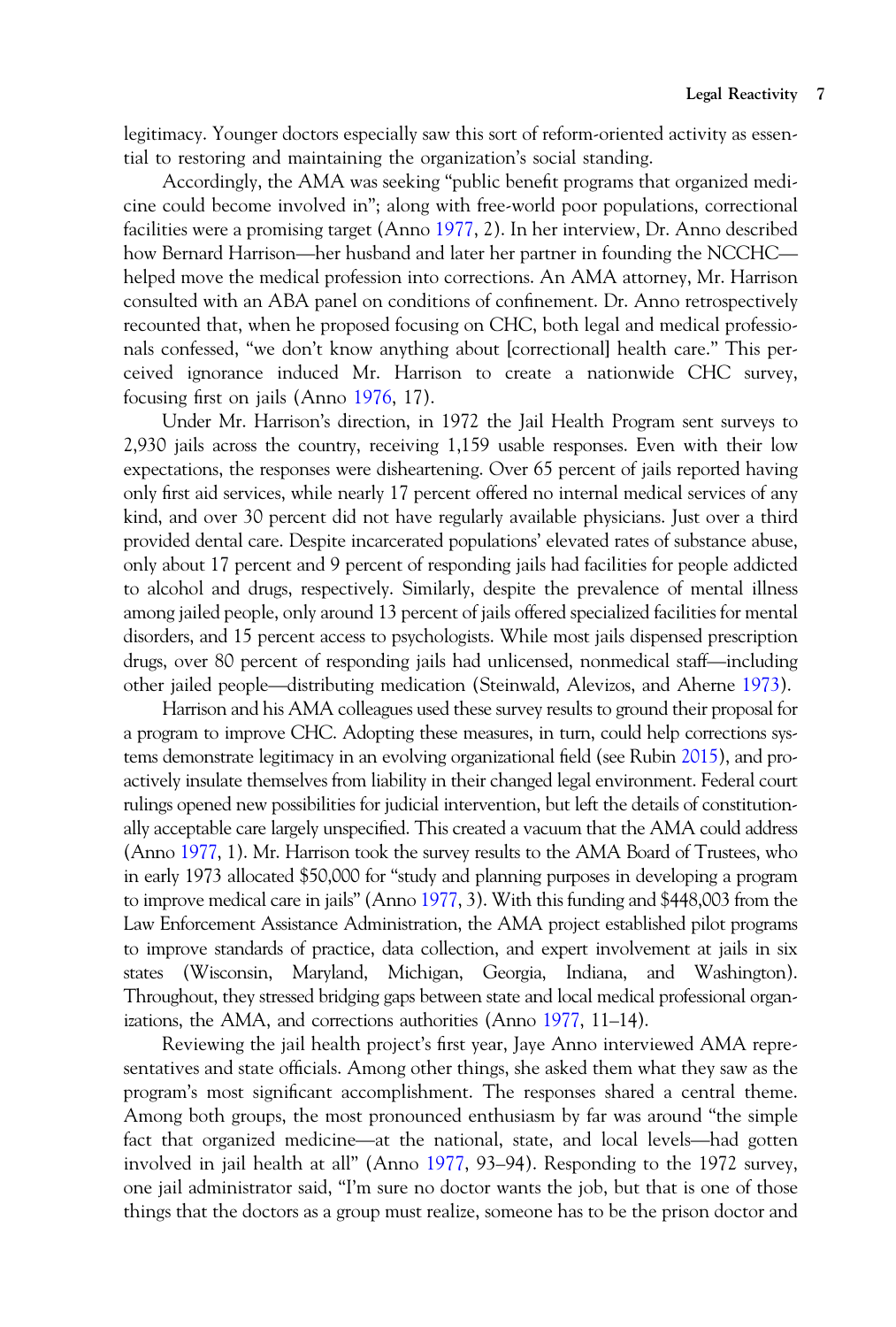legitimacy. Younger doctors especially saw this sort of reform-oriented activity as essential to restoring and maintaining the organization's social standing.

Accordingly, the AMA was seeking "public benefit programs that organized medicine could become involved in"; along with free-world poor populations, correctional facilities were a promising target (Anno 1977, 2). In her interview, Dr. Anno described how Bernard Harrison—her husband and later her partner in founding the NCCHC—helped move the medical profession into corrections. An AMA attorney, Mr. Harrison consulted with an ABA panel on conditions of confinement. Dr. Anno retrospectively recounted that, when he proposed focusing on CHC, both legal and medical professionals confessed, "we don't know anything about [correctional] health care." This perceived ignorance induced Mr. Harrison to create a nationwide CHC survey, focusing first on jails (Anno 1976, 17).

Under Mr. Harrison's direction, in 1972 the Jail Health Program sent surveys to 2,930 jails across the country, receiving 1,159 usable responses. Even with their low expectations, the responses were disheartening. Over 65 percent of jails reported having only first aid services, while nearly 17 percent offered no internal medical services of any kind, and over 30 percent did not have regularly available physicians. Just over a third provided dental care. Despite incarcerated populations' elevated rates of substance abuse, only about 17 percent and 9 percent of responding jails had facilities for people addicted to alcohol and drugs, respectively. Similarly, despite the prevalence of mental illness among jailed people, only around 13 percent of jails offered specialized facilities for mental disorders, and 15 percent access to psychologists. While most jails dispensed prescription drugs, over 80 percent of responding jails had unlicensed, nonmedical staff—including other jailed people—distributing medication (Steinwald, Alevizos, and Aherne 1973).

Harrison and his AMA colleagues used these survey results to ground their proposal for a program to improve CHC. Adopting these measures, in turn, could help corrections systems demonstrate legitimacy in an evolving organizational field (see Rubin 2015), and proactively insulate themselves from liability in their changed legal environment. Federal court rulings opened new possibilities for judicial intervention, but left the details of constitutionally acceptable care largely unspecified. This created a vacuum that the AMA could address (Anno 1977, 1). Mr. Harrison took the survey results to the AMA Board of Trustees, who in early 1973 allocated $50,000 for "study and planning purposes in developing a program to improve medical care in jails" (Anno 1977, 3). With this funding and $448,003 from the Law Enforcement Assistance Administration, the AMA project established pilot programs to improve standards of practice, data collection, and expert involvement at jails in six states (Wisconsin, Maryland, Michigan, Georgia, Indiana, and Washington). Throughout, they stressed bridging gaps between state and local medical professional organizations, the AMA, and corrections authorities (Anno 1977, 11–14).

Reviewing the jail health project's first year, Jaye Anno interviewed AMA representatives and state officials. Among other things, she asked them what they saw as the program's most significant accomplishment. The responses shared a central theme. Among both groups, the most pronounced enthusiasm by far was around "the simple fact that organized medicine—at the national, state, and local levels—had gotten involved in jail health at all" (Anno 1977, 93–94). Responding to the 1972 survey, one jail administrator said, "I'm sure no doctor wants the job, but that is one of those things that the doctors as a group must realize, someone has to be the prison doctor and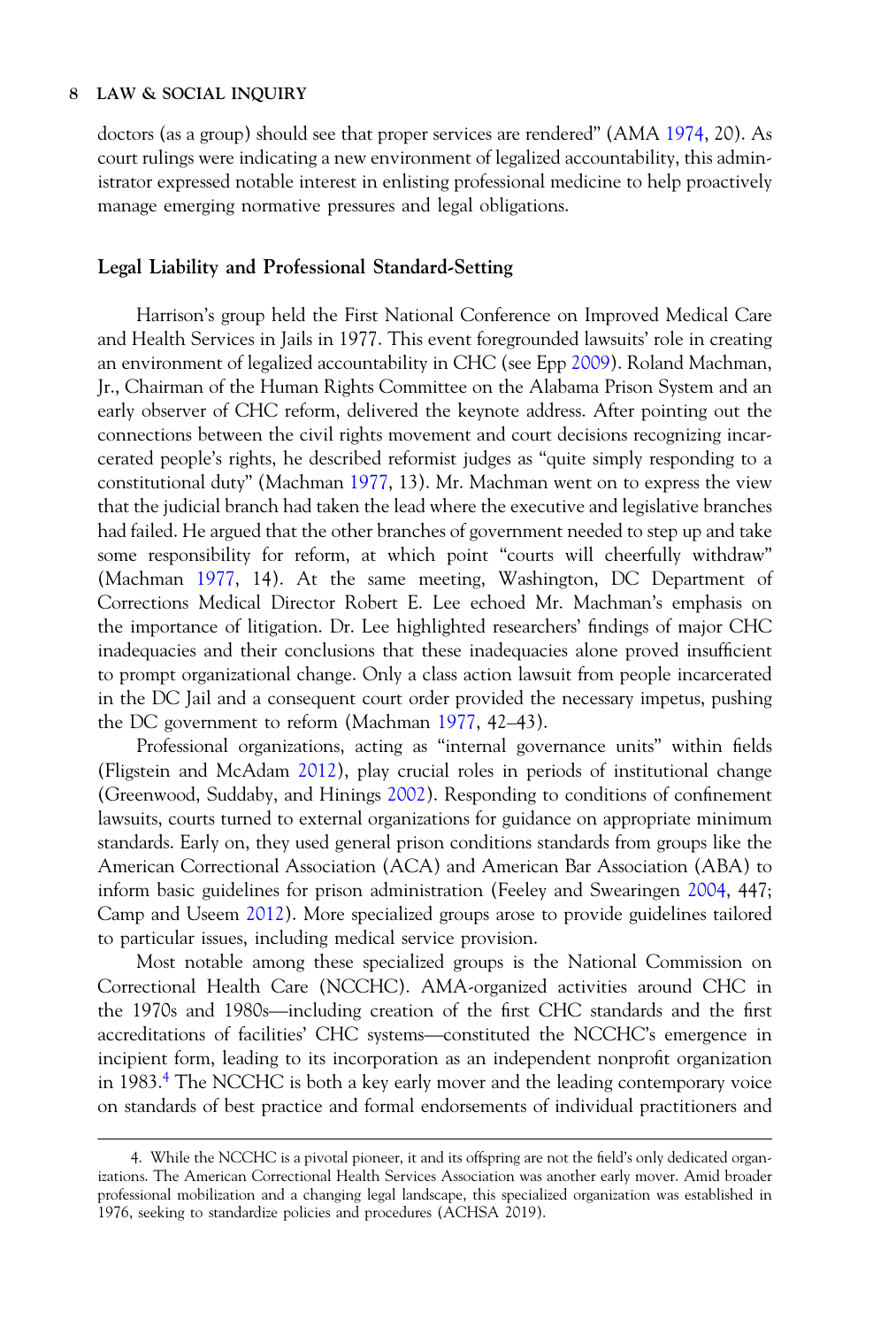doctors (as a group) should see that proper services are rendered" (AMA 1974, 20). As court rulings were indicating a new environment of legalized accountability, this administrator expressed notable interest in enlisting professional medicine to help proactively manage emerging normative pressures and legal obligations.

### Legal Liability and Professional Standard-Setting

Harrison's group held the First National Conference on Improved Medical Care and Health Services in Jails in 1977. This event foregrounded lawsuits' role in creating an environment of legalized accountability in CHC (see Epp 2009). Roland Machman, Jr., Chairman of the Human Rights Committee on the Alabama Prison System and an early observer of CHC reform, delivered the keynote address. After pointing out the connections between the civil rights movement and court decisions recognizing incarcerated people's rights, he described reformist judges as "quite simply responding to a constitutional duty" (Machman 1977, 13). Mr. Machman went on to express the view that the judicial branch had taken the lead where the executive and legislative branches had failed. He argued that the other branches of government needed to step up and take some responsibility for reform, at which point "courts will cheerfully withdraw" (Machman 1977, 14). At the same meeting, Washington, DC Department of Corrections Medical Director Robert E. Lee echoed Mr. Machman's emphasis on the importance of litigation. Dr. Lee highlighted researchers' findings of major CHC inadequacies and their conclusions that these inadequacies alone proved insufficient to prompt organizational change. Only a class action lawsuit from people incarcerated in the DC Jail and a consequent court order provided the necessary impetus, pushing the DC government to reform (Machman 1977, 42–43).

Professional organizations, acting as "internal governance units" within fields (Fligstein and McAdam 2012), play crucial roles in periods of institutional change (Greenwood, Suddaby, and Hinings 2002). Responding to conditions of confinement lawsuits, courts turned to external organizations for guidance on appropriate minimum standards. Early on, they used general prison conditions standards from groups like the American Correctional Association (ACA) and American Bar Association (ABA) to inform basic guidelines for prison administration (Feeley and Swearingen 2004, 447; Camp and Useem 2012). More specialized groups arose to provide guidelines tailored to particular issues, including medical service provision.

Most notable among these specialized groups is the National Commission on Correctional Health Care (NCCHC). AMA-organized activities around CHC in the 1970s and 1980s—including creation of the first CHC standards and the first accreditations of facilities' CHC systems—constituted the NCCHC's emergence in incipient form, leading to its incorporation as an independent nonprofit organization in 1983.[4] The NCCHC is both a key early mover and the leading contemporary voice on standards of best practice and formal endorsements of individual practitioners and

4. While the NCCHC is a pivotal pioneer, it and its offspring are not the field's only dedicated organizations. The American Correctional Health Services Association was another early mover. Amid broader professional mobilization and a changing legal landscape, this specialized organization was established in 1976, seeking to standardize policies and procedures (ACHSA 2019).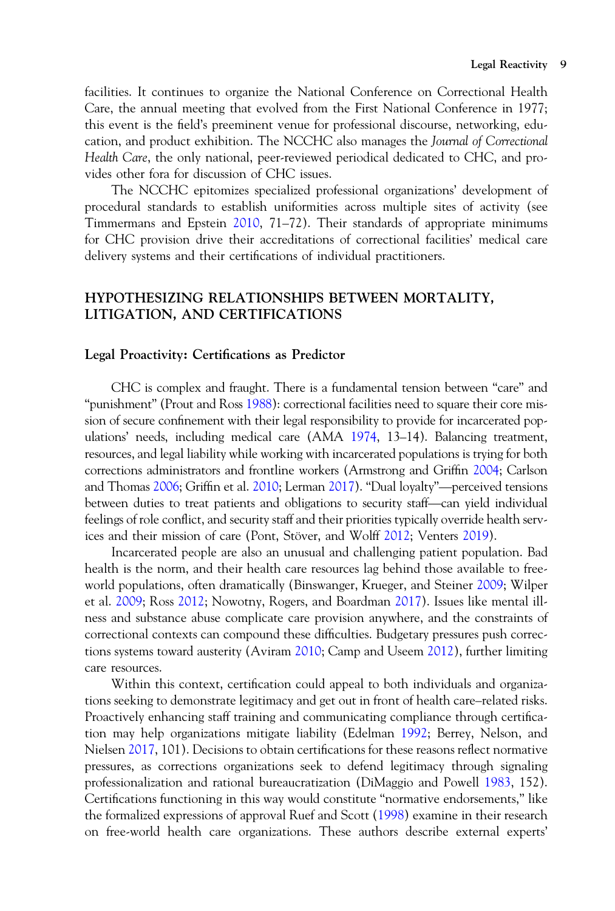facilities. It continues to organize the National Conference on Correctional Health Care, the annual meeting that evolved from the First National Conference in 1977; this event is the field's preeminent venue for professional discourse, networking, education, and product exhibition. The NCCHC also manages the *Journal of Correctional Health Care*, the only national, peer-reviewed periodical dedicated to CHC, and provides other fora for discussion of CHC issues.

The NCCHC epitomizes specialized professional organizations' development of procedural standards to establish uniformities across multiple sites of activity (see Timmermans and Epstein 2010, 71–72). Their standards of appropriate minimums for CHC provision drive their accreditations of correctional facilities' medical care delivery systems and their certifications of individual practitioners.

## HYPOTHESIZING RELATIONSHIPS BETWEEN MORTALITY, LITIGATION, AND CERTIFICATIONS

### Legal Proactivity: Certifications as Predictor

CHC is complex and fraught. There is a fundamental tension between "care" and "punishment" (Prout and Ross 1988): correctional facilities need to square their core mission of secure confinement with their legal responsibility to provide for incarcerated populations' needs, including medical care (AMA 1974, 13–14). Balancing treatment, resources, and legal liability while working with incarcerated populations is trying for both corrections administrators and frontline workers (Armstrong and Griffin 2004; Carlson and Thomas 2006; Griffin et al. 2010; Lerman 2017). "Dual loyalty"—perceived tensions between duties to treat patients and obligations to security staff—can yield individual feelings of role conflict, and security staff and their priorities typically override health services and their mission of care (Pont, Stöver, and Wolff 2012; Venters 2019).

Incarcerated people are also an unusual and challenging patient population. Bad health is the norm, and their health care resources lag behind those available to free-world populations, often dramatically (Binswanger, Krueger, and Steiner 2009; Wilper et al. 2009; Ross 2012; Nowotny, Rogers, and Boardman 2017). Issues like mental illness and substance abuse complicate care provision anywhere, and the constraints of correctional contexts can compound these difficulties. Budgetary pressures push corrections systems toward austerity (Aviram 2010; Camp and Useem 2012), further limiting care resources.

Within this context, certification could appeal to both individuals and organizations seeking to demonstrate legitimacy and get out in front of health care–related risks. Proactively enhancing staff training and communicating compliance through certification may help organizations mitigate liability (Edelman 1992; Berrey, Nelson, and Nielsen 2017, 101). Decisions to obtain certifications for these reasons reflect normative pressures, as corrections organizations seek to defend legitimacy through signaling professionalization and rational bureaucratization (DiMaggio and Powell 1983, 152). Certifications functioning in this way would constitute "normative endorsements," like the formalized expressions of approval Ruef and Scott (1998) examine in their research on free-world health care organizations. These authors describe external experts'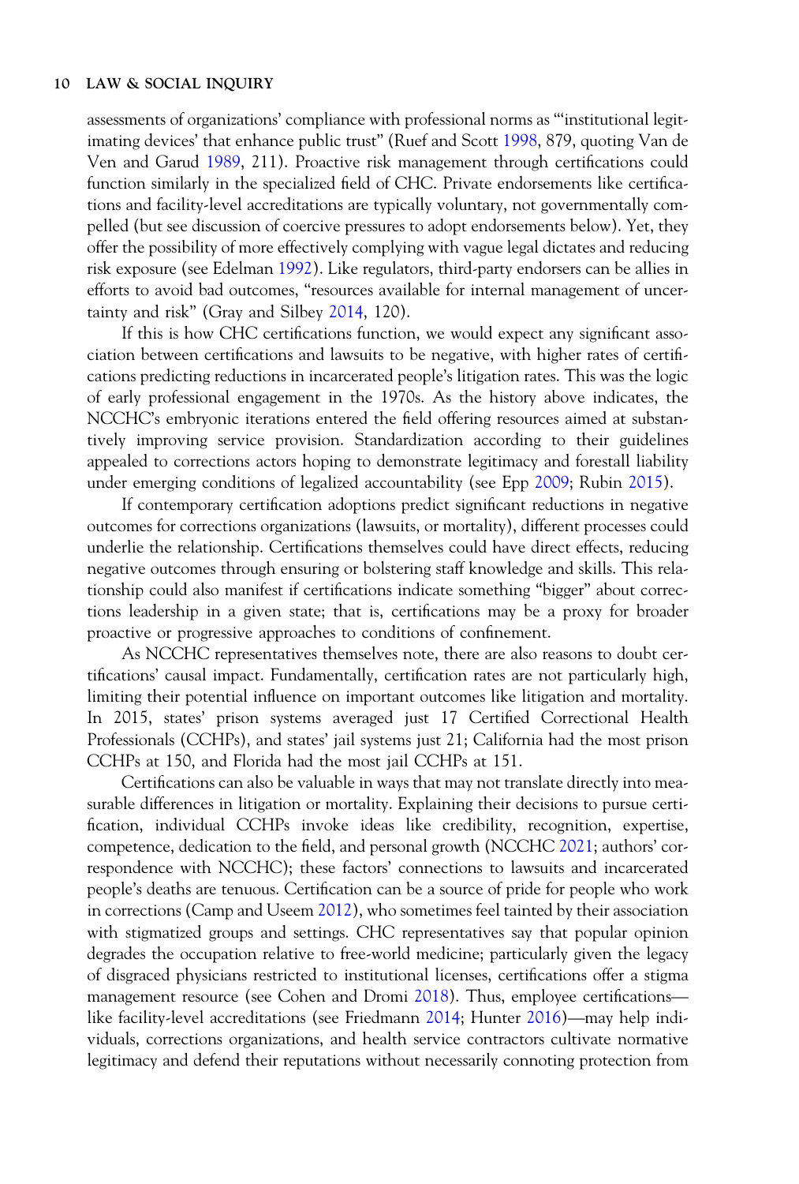assessments of organizations' compliance with professional norms as "'institutional legitimating devices' that enhance public trust" (Ruef and Scott 1998, 879, quoting Van de Ven and Garud 1989, 211). Proactive risk management through certifications could function similarly in the specialized field of CHC. Private endorsements like certifications and facility-level accreditations are typically voluntary, not governmentally compelled (but see discussion of coercive pressures to adopt endorsements below). Yet, they offer the possibility of more effectively complying with vague legal dictates and reducing risk exposure (see Edelman 1992). Like regulators, third-party endorsers can be allies in efforts to avoid bad outcomes, "resources available for internal management of uncertainty and risk" (Gray and Silbey 2014, 120).

If this is how CHC certifications function, we would expect any significant association between certifications and lawsuits to be negative, with higher rates of certifications predicting reductions in incarcerated people's litigation rates. This was the logic of early professional engagement in the 1970s. As the history above indicates, the NCCHC's embryonic iterations entered the field offering resources aimed at substantively improving service provision. Standardization according to their guidelines appealed to corrections actors hoping to demonstrate legitimacy and forestall liability under emerging conditions of legalized accountability (see Epp 2009; Rubin 2015).

If contemporary certification adoptions predict significant reductions in negative outcomes for corrections organizations (lawsuits, or mortality), different processes could underlie the relationship. Certifications themselves could have direct effects, reducing negative outcomes through ensuring or bolstering staff knowledge and skills. This relationship could also manifest if certifications indicate something "bigger" about corrections leadership in a given state; that is, certifications may be a proxy for broader proactive or progressive approaches to conditions of confinement.

As NCCHC representatives themselves note, there are also reasons to doubt certifications' causal impact. Fundamentally, certification rates are not particularly high, limiting their potential influence on important outcomes like litigation and mortality. In 2015, states' prison systems averaged just 17 Certified Correctional Health Professionals (CCHPs), and states' jail systems just 21; California had the most prison CCHPs at 150, and Florida had the most jail CCHPs at 151.

Certifications can also be valuable in ways that may not translate directly into measurable differences in litigation or mortality. Explaining their decisions to pursue certification, individual CCHPs invoke ideas like credibility, recognition, expertise, competence, dedication to the field, and personal growth (NCCHC 2021; authors' correspondence with NCCHC); these factors' connections to lawsuits and incarcerated people's deaths are tenuous. Certification can be a source of pride for people who work in corrections (Camp and Useem 2012), who sometimes feel tainted by their association with stigmatized groups and settings. CHC representatives say that popular opinion degrades the occupation relative to free-world medicine; particularly given the legacy of disgraced physicians restricted to institutional licenses, certifications offer a stigma management resource (see Cohen and Dromi 2018). Thus, employee certifications—like facility-level accreditations (see Friedmann 2014; Hunter 2016)—may help individuals, corrections organizations, and health service contractors cultivate normative legitimacy and defend their reputations without necessarily connoting protection from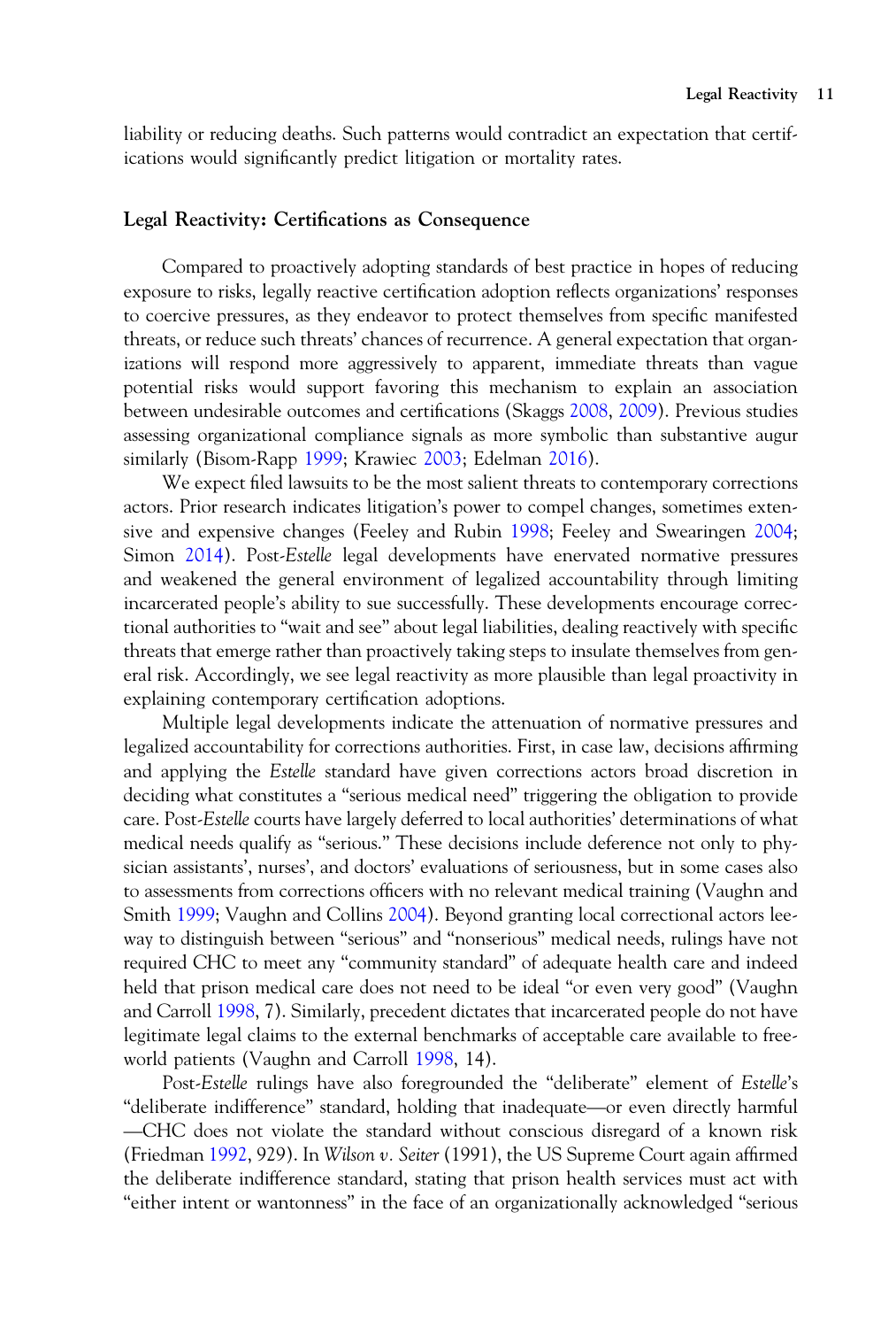liability or reducing deaths. Such patterns would contradict an expectation that certifications would significantly predict litigation or mortality rates.

### Legal Reactivity: Certifications as Consequence

Compared to proactively adopting standards of best practice in hopes of reducing exposure to risks, legally reactive certification adoption reflects organizations' responses to coercive pressures, as they endeavor to protect themselves from specific manifested threats, or reduce such threats' chances of recurrence. A general expectation that organizations will respond more aggressively to apparent, immediate threats than vague potential risks would support favoring this mechanism to explain an association between undesirable outcomes and certifications (Skaggs 2008, 2009). Previous studies assessing organizational compliance signals as more symbolic than substantive augur similarly (Bisom-Rapp 1999; Krawiec 2003; Edelman 2016).

We expect filed lawsuits to be the most salient threats to contemporary corrections actors. Prior research indicates litigation's power to compel changes, sometimes extensive and expensive changes (Feeley and Rubin 1998; Feeley and Swearingen 2004; Simon 2014). Post-*Estelle* legal developments have enervated normative pressures and weakened the general environment of legalized accountability through limiting incarcerated people's ability to sue successfully. These developments encourage correctional authorities to "wait and see" about legal liabilities, dealing reactively with specific threats that emerge rather than proactively taking steps to insulate themselves from general risk. Accordingly, we see legal reactivity as more plausible than legal proactivity in explaining contemporary certification adoptions.

Multiple legal developments indicate the attenuation of normative pressures and legalized accountability for corrections authorities. First, in case law, decisions affirming and applying the *Estelle* standard have given corrections actors broad discretion in deciding what constitutes a "serious medical need" triggering the obligation to provide care. Post-*Estelle* courts have largely deferred to local authorities' determinations of what medical needs qualify as "serious." These decisions include deference not only to physician assistants', nurses', and doctors' evaluations of seriousness, but in some cases also to assessments from corrections officers with no relevant medical training (Vaughn and Smith 1999; Vaughn and Collins 2004). Beyond granting local correctional actors leeway to distinguish between "serious" and "nonserious" medical needs, rulings have not required CHC to meet any "community standard" of adequate health care and indeed held that prison medical care does not need to be ideal "or even very good" (Vaughn and Carroll 1998, 7). Similarly, precedent dictates that incarcerated people do not have legitimate legal claims to the external benchmarks of acceptable care available to free-world patients (Vaughn and Carroll 1998, 14).

Post-*Estelle* rulings have also foregrounded the "deliberate" element of *Estelle*'s "deliberate indifference" standard, holding that inadequate—or even directly harmful—CHC does not violate the standard without conscious disregard of a known risk (Friedman 1992, 929). In *Wilson v. Seiter* (1991), the US Supreme Court again affirmed the deliberate indifference standard, stating that prison health services must act with "either intent or wantonness" in the face of an organizationally acknowledged "serious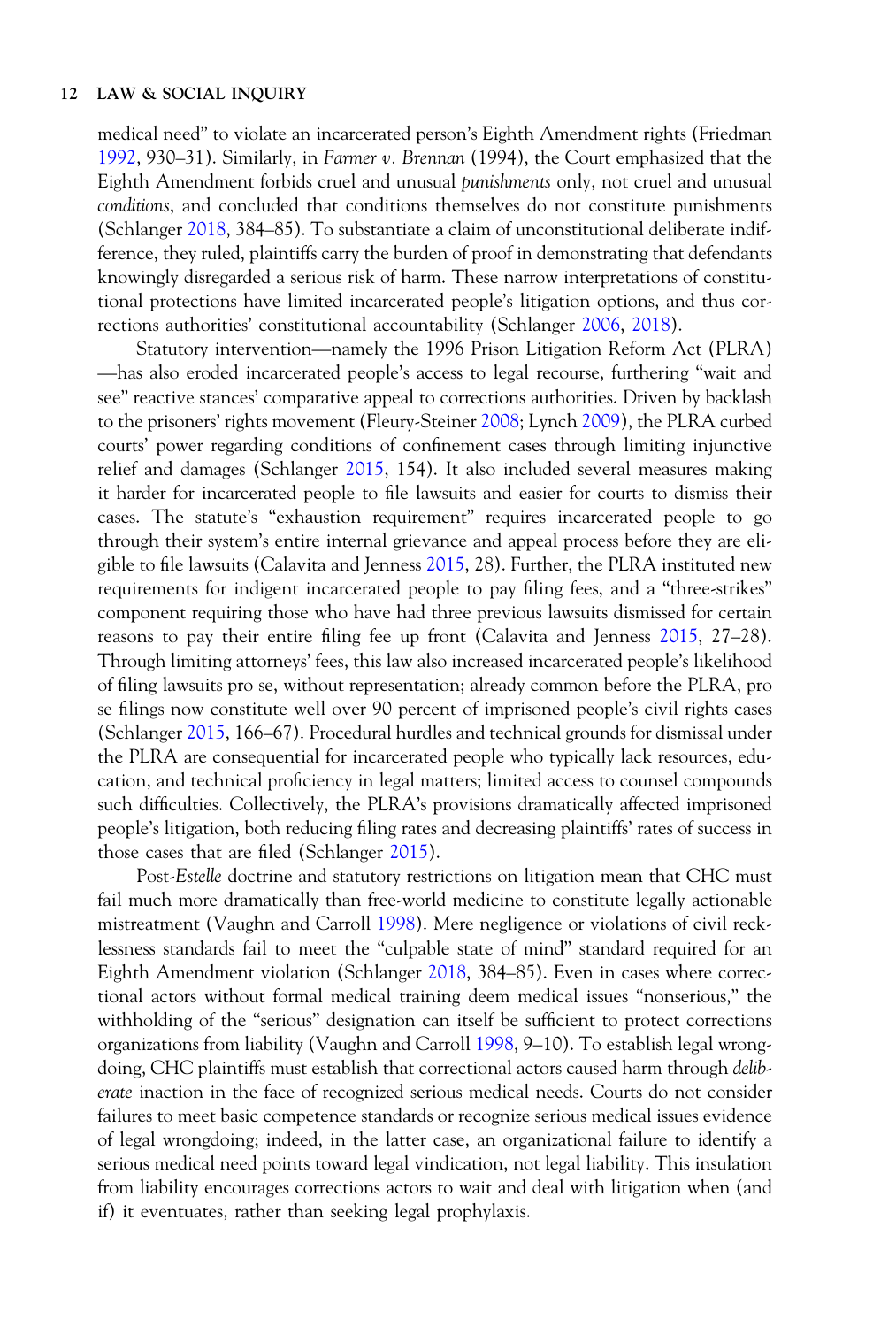medical need" to violate an incarcerated person's Eighth Amendment rights (Friedman 1992, 930–31). Similarly, in *Farmer v. Brennan* (1994), the Court emphasized that the Eighth Amendment forbids cruel and unusual *punishments* only, not cruel and unusual *conditions*, and concluded that conditions themselves do not constitute punishments (Schlanger 2018, 384–85). To substantiate a claim of unconstitutional deliberate indifference, they ruled, plaintiffs carry the burden of proof in demonstrating that defendants knowingly disregarded a serious risk of harm. These narrow interpretations of constitutional protections have limited incarcerated people's litigation options, and thus corrections authorities' constitutional accountability (Schlanger 2006, 2018).

Statutory intervention—namely the 1996 Prison Litigation Reform Act (PLRA)—has also eroded incarcerated people's access to legal recourse, furthering "wait and see" reactive stances' comparative appeal to corrections authorities. Driven by backlash to the prisoners' rights movement (Fleury-Steiner 2008; Lynch 2009), the PLRA curbed courts' power regarding conditions of confinement cases through limiting injunctive relief and damages (Schlanger 2015, 154). It also included several measures making it harder for incarcerated people to file lawsuits and easier for courts to dismiss their cases. The statute's "exhaustion requirement" requires incarcerated people to go through their system's entire internal grievance and appeal process before they are eligible to file lawsuits (Calavita and Jenness 2015, 28). Further, the PLRA instituted new requirements for indigent incarcerated people to pay filing fees, and a "three-strikes" component requiring those who have had three previous lawsuits dismissed for certain reasons to pay their entire filing fee up front (Calavita and Jenness 2015, 27–28). Through limiting attorneys' fees, this law also increased incarcerated people's likelihood of filing lawsuits pro se, without representation; already common before the PLRA, pro se filings now constitute well over 90 percent of imprisoned people's civil rights cases (Schlanger 2015, 166–67). Procedural hurdles and technical grounds for dismissal under the PLRA are consequential for incarcerated people who typically lack resources, education, and technical proficiency in legal matters; limited access to counsel compounds such difficulties. Collectively, the PLRA's provisions dramatically affected imprisoned people's litigation, both reducing filing rates and decreasing plaintiffs' rates of success in those cases that are filed (Schlanger 2015).

Post-*Estelle* doctrine and statutory restrictions on litigation mean that CHC must fail much more dramatically than free-world medicine to constitute legally actionable mistreatment (Vaughn and Carroll 1998). Mere negligence or violations of civil recklessness standards fail to meet the "culpable state of mind" standard required for an Eighth Amendment violation (Schlanger 2018, 384–85). Even in cases where correctional actors without formal medical training deem medical issues "nonserious," the withholding of the "serious" designation can itself be sufficient to protect corrections organizations from liability (Vaughn and Carroll 1998, 9–10). To establish legal wrongdoing, CHC plaintiffs must establish that correctional actors caused harm through *deliberate* inaction in the face of recognized serious medical needs. Courts do not consider failures to meet basic competence standards or recognize serious medical issues evidence of legal wrongdoing; indeed, in the latter case, an organizational failure to identify a serious medical need points toward legal vindication, not legal liability. This insulation from liability encourages corrections actors to wait and deal with litigation when (and if) it eventuates, rather than seeking legal prophylaxis.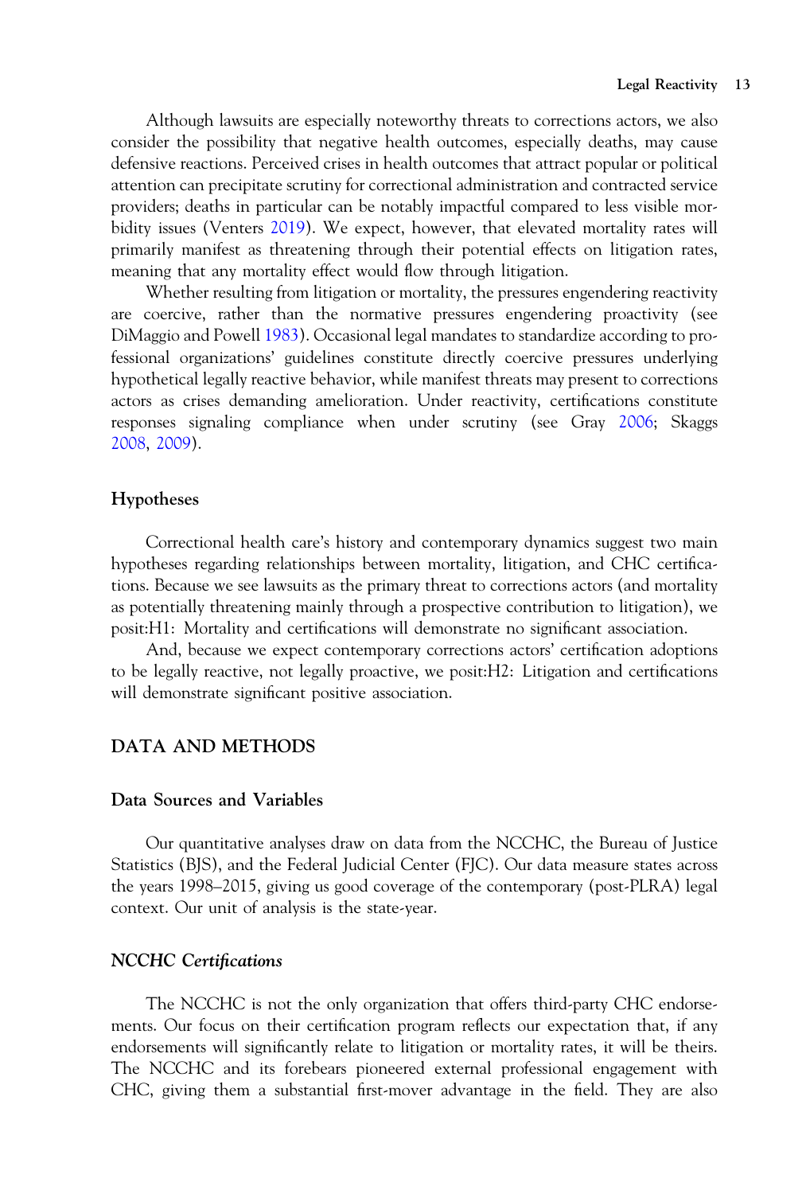Although lawsuits are especially noteworthy threats to corrections actors, we also consider the possibility that negative health outcomes, especially deaths, may cause defensive reactions. Perceived crises in health outcomes that attract popular or political attention can precipitate scrutiny for correctional administration and contracted service providers; deaths in particular can be notably impactful compared to less visible morbidity issues (Venters 2019). We expect, however, that elevated mortality rates will primarily manifest as threatening through their potential effects on litigation rates, meaning that any mortality effect would flow through litigation.

Whether resulting from litigation or mortality, the pressures engendering reactivity are coercive, rather than the normative pressures engendering proactivity (see DiMaggio and Powell 1983). Occasional legal mandates to standardize according to professional organizations' guidelines constitute directly coercive pressures underlying hypothetical legally reactive behavior, while manifest threats may present to corrections actors as crises demanding amelioration. Under reactivity, certifications constitute responses signaling compliance when under scrutiny (see Gray 2006; Skaggs 2008, 2009).

### Hypotheses

Correctional health care's history and contemporary dynamics suggest two main hypotheses regarding relationships between mortality, litigation, and CHC certifications. Because we see lawsuits as the primary threat to corrections actors (and mortality as potentially threatening mainly through a prospective contribution to litigation), we posit:H1: Mortality and certifications will demonstrate no significant association.

And, because we expect contemporary corrections actors' certification adoptions to be legally reactive, not legally proactive, we posit:H2: Litigation and certifications will demonstrate significant positive association.

## DATA AND METHODS

### Data Sources and Variables

Our quantitative analyses draw on data from the NCCHC, the Bureau of Justice Statistics (BJS), and the Federal Judicial Center (FJC). Our data measure states across the years 1998–2015, giving us good coverage of the contemporary (post-PLRA) legal context. Our unit of analysis is the state-year.

#### *NCCHC Certifications*

The NCCHC is not the only organization that offers third-party CHC endorsements. Our focus on their certification program reflects our expectation that, if any endorsements will significantly relate to litigation or mortality rates, it will be theirs. The NCCHC and its forebears pioneered external professional engagement with CHC, giving them a substantial first-mover advantage in the field. They are also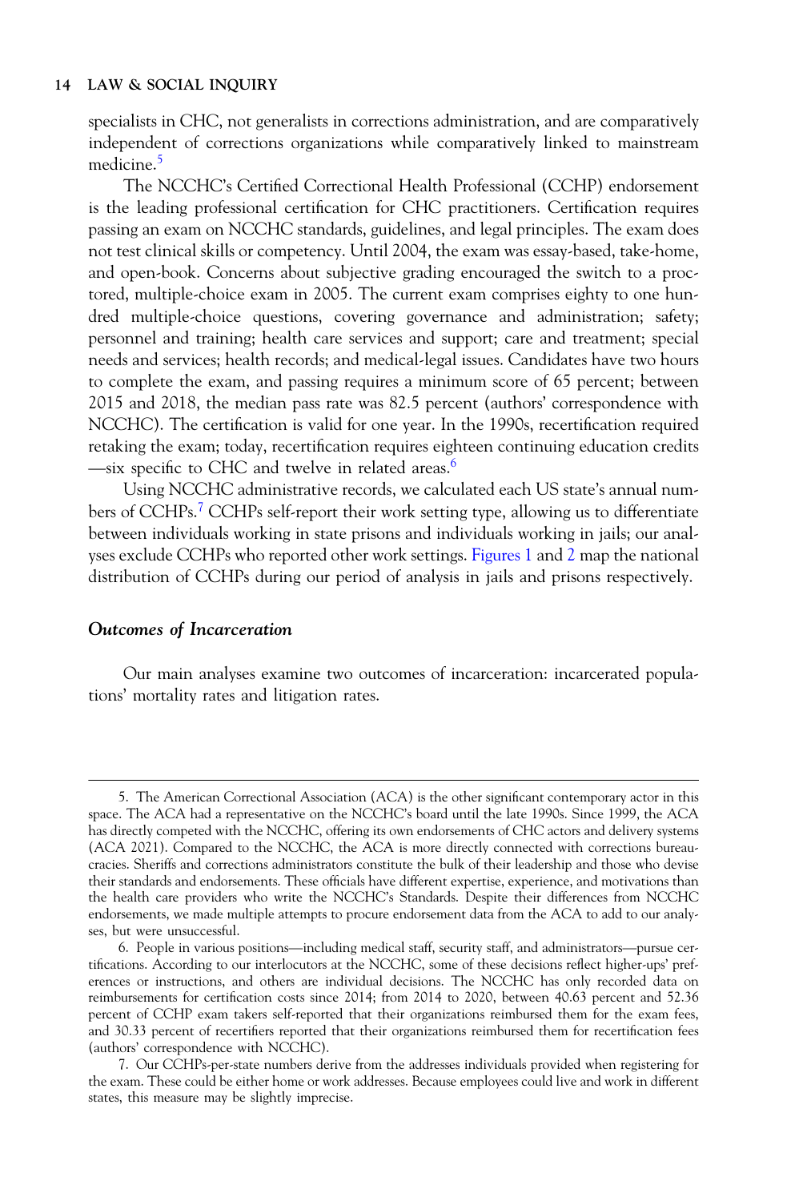specialists in CHC, not generalists in corrections administration, and are comparatively independent of corrections organizations while comparatively linked to mainstream medicine.[5]

The NCCHC's Certified Correctional Health Professional (CCHP) endorsement is the leading professional certification for CHC practitioners. Certification requires passing an exam on NCCHC standards, guidelines, and legal principles. The exam does not test clinical skills or competency. Until 2004, the exam was essay-based, take-home, and open-book. Concerns about subjective grading encouraged the switch to a proctored, multiple-choice exam in 2005. The current exam comprises eighty to one hundred multiple-choice questions, covering governance and administration; safety; personnel and training; health care services and support; care and treatment; special needs and services; health records; and medical-legal issues. Candidates have two hours to complete the exam, and passing requires a minimum score of 65 percent; between 2015 and 2018, the median pass rate was 82.5 percent (authors' correspondence with NCCHC). The certification is valid for one year. In the 1990s, recertification required retaking the exam; today, recertification requires eighteen continuing education credits —six specific to CHC and twelve in related areas.[6]

Using NCCHC administrative records, we calculated each US state's annual numbers of CCHPs.[7] CCHPs self-report their work setting type, allowing us to differentiate between individuals working in state prisons and individuals working in jails; our analyses exclude CCHPs who reported other work settings. Figures 1 and 2 map the national distribution of CCHPs during our period of analysis in jails and prisons respectively.

### *Outcomes of Incarceration*

Our main analyses examine two outcomes of incarceration: incarcerated populations' mortality rates and litigation rates.

---

5. The American Correctional Association (ACA) is the other significant contemporary actor in this space. The ACA had a representative on the NCCHC's board until the late 1990s. Since 1999, the ACA has directly competed with the NCCHC, offering its own endorsements of CHC actors and delivery systems (ACA 2021). Compared to the NCCHC, the ACA is more directly connected with corrections bureaucracies. Sheriffs and corrections administrators constitute the bulk of their leadership and those who devise their standards and endorsements. These officials have different expertise, experience, and motivations than the health care providers who write the NCCHC's Standards. Despite their differences from NCCHC endorsements, we made multiple attempts to procure endorsement data from the ACA to add to our analyses, but were unsuccessful.

6. People in various positions—including medical staff, security staff, and administrators—pursue certifications. According to our interlocutors at the NCCHC, some of these decisions reflect higher-ups' preferences or instructions, and others are individual decisions. The NCCHC has only recorded data on reimbursements for certification costs since 2014; from 2014 to 2020, between 40.63 percent and 52.36 percent of CCHP exam takers self-reported that their organizations reimbursed them for the exam fees, and 30.33 percent of recertifiers reported that their organizations reimbursed them for recertification fees (authors' correspondence with NCCHC).

7. Our CCHPs-per-state numbers derive from the addresses individuals provided when registering for the exam. These could be either home or work addresses. Because employees could live and work in different states, this measure may be slightly imprecise.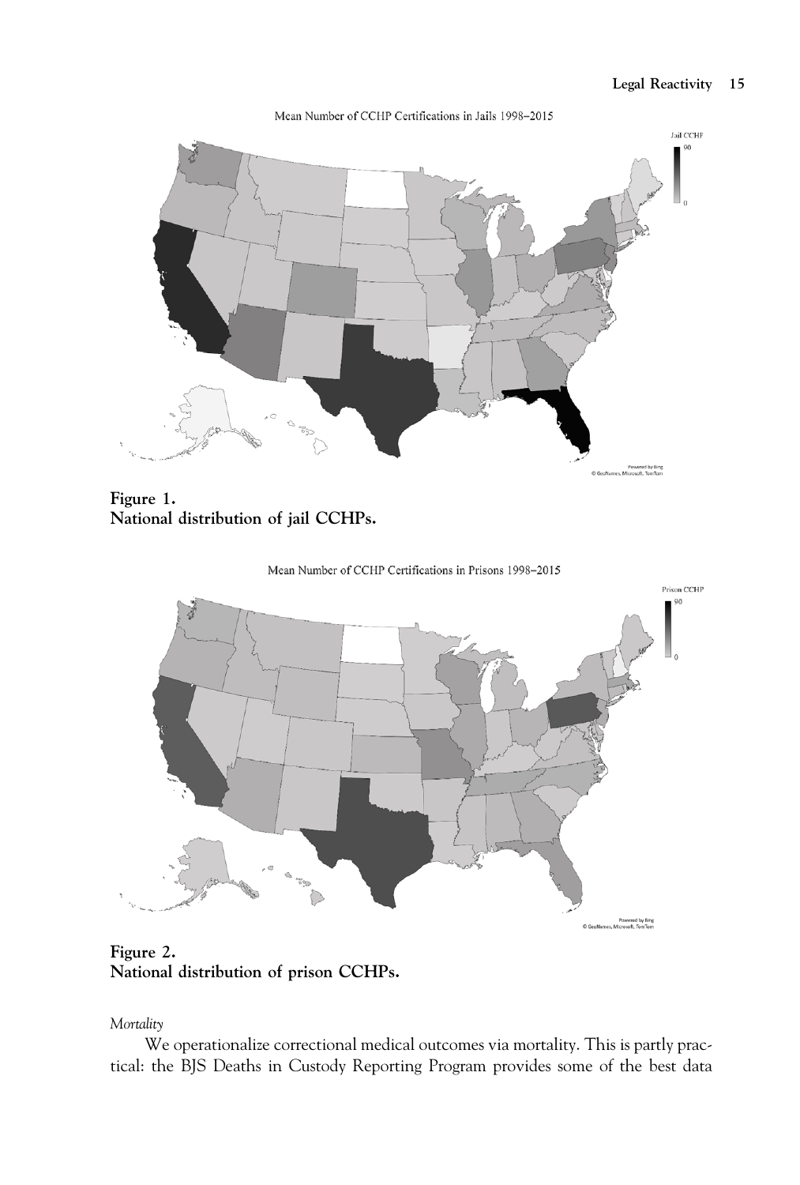**Figure 1.**
**National distribution of jail CCHPs.**

**Figure 2.**
**National distribution of prison CCHPs.**

*Mortality*

We operationalize correctional medical outcomes via mortality. This is partly practical: the BJS Deaths in Custody Reporting Program provides some of the best data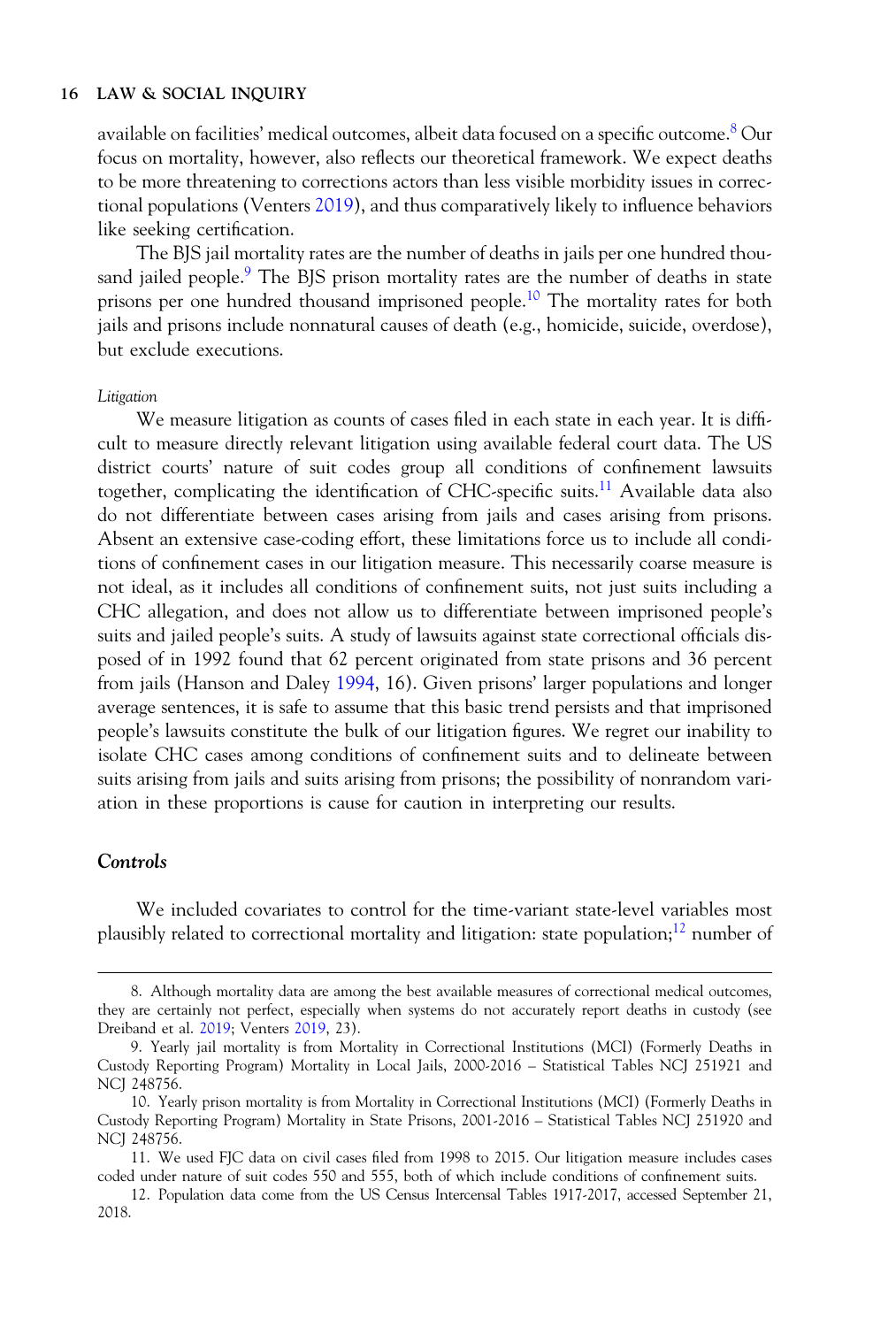available on facilities' medical outcomes, albeit data focused on a specific outcome.[8] Our focus on mortality, however, also reflects our theoretical framework. We expect deaths to be more threatening to corrections actors than less visible morbidity issues in correctional populations (Venters 2019), and thus comparatively likely to influence behaviors like seeking certification.

The BJS jail mortality rates are the number of deaths in jails per one hundred thousand jailed people.[9] The BJS prison mortality rates are the number of deaths in state prisons per one hundred thousand imprisoned people.[10] The mortality rates for both jails and prisons include nonnatural causes of death (e.g., homicide, suicide, overdose), but exclude executions.

*Litigation*

We measure litigation as counts of cases filed in each state in each year. It is difficult to measure directly relevant litigation using available federal court data. The US district courts' nature of suit codes group all conditions of confinement lawsuits together, complicating the identification of CHC-specific suits.[11] Available data also do not differentiate between cases arising from jails and cases arising from prisons. Absent an extensive case-coding effort, these limitations force us to include all conditions of confinement cases in our litigation measure. This necessarily coarse measure is not ideal, as it includes all conditions of confinement suits, not just suits including a CHC allegation, and does not allow us to differentiate between imprisoned people's suits and jailed people's suits. A study of lawsuits against state correctional officials disposed of in 1992 found that 62 percent originated from state prisons and 36 percent from jails (Hanson and Daley 1994, 16). Given prisons' larger populations and longer average sentences, it is safe to assume that this basic trend persists and that imprisoned people's lawsuits constitute the bulk of our litigation figures. We regret our inability to isolate CHC cases among conditions of confinement suits and to delineate between suits arising from jails and suits arising from prisons; the possibility of nonrandom variation in these proportions is cause for caution in interpreting our results.

### Controls

We included covariates to control for the time-variant state-level variables most plausibly related to correctional mortality and litigation: state population;[12] number of

---

8. Although mortality data are among the best available measures of correctional medical outcomes, they are certainly not perfect, especially when systems do not accurately report deaths in custody (see Dreiband et al. 2019; Venters 2019, 23).

9. Yearly jail mortality is from Mortality in Correctional Institutions (MCI) (Formerly Deaths in Custody Reporting Program) Mortality in Local Jails, 2000-2016 – Statistical Tables NCJ 251921 and NCJ 248756.

10. Yearly prison mortality is from Mortality in Correctional Institutions (MCI) (Formerly Deaths in Custody Reporting Program) Mortality in State Prisons, 2001-2016 – Statistical Tables NCJ 251920 and NCJ 248756.

11. We used FJC data on civil cases filed from 1998 to 2015. Our litigation measure includes cases coded under nature of suit codes 550 and 555, both of which include conditions of confinement suits.

12. Population data come from the US Census Intercensal Tables 1917-2017, accessed September 21, 2018.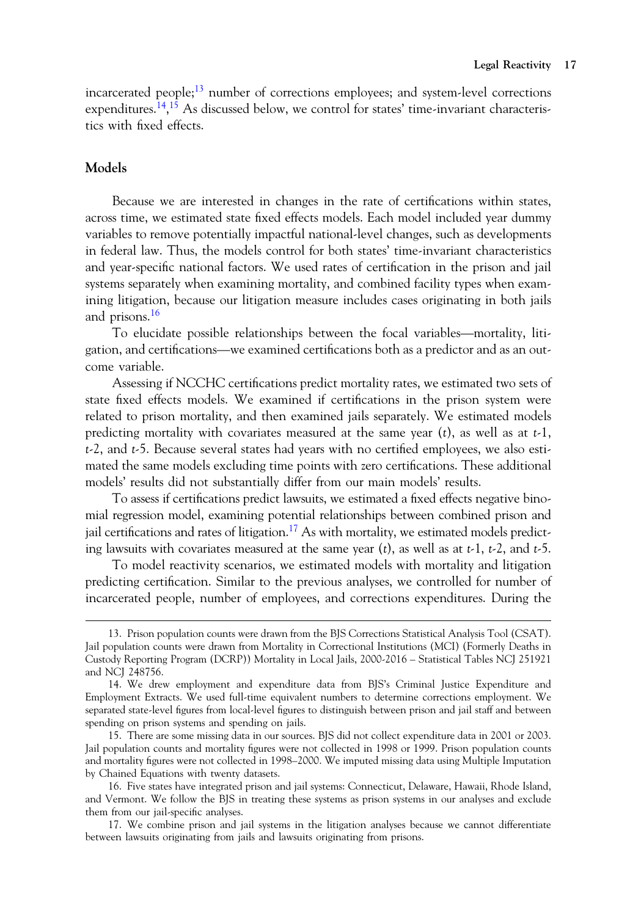incarcerated people;[13] number of corrections employees; and system-level corrections expenditures.[14],[15] As discussed below, we control for states' time-invariant characteristics with fixed effects.

## Models

Because we are interested in changes in the rate of certifications within states, across time, we estimated state fixed effects models. Each model included year dummy variables to remove potentially impactful national-level changes, such as developments in federal law. Thus, the models control for both states' time-invariant characteristics and year-specific national factors. We used rates of certification in the prison and jail systems separately when examining mortality, and combined facility types when examining litigation, because our litigation measure includes cases originating in both jails and prisons.[16]

To elucidate possible relationships between the focal variables—mortality, litigation, and certifications—we examined certifications both as a predictor and as an outcome variable.

Assessing if NCCHC certifications predict mortality rates, we estimated two sets of state fixed effects models. We examined if certifications in the prison system were related to prison mortality, and then examined jails separately. We estimated models predicting mortality with covariates measured at the same year (*t*), as well as at *t*-1, *t*-2, and *t*-5. Because several states had years with no certified employees, we also estimated the same models excluding time points with zero certifications. These additional models' results did not substantially differ from our main models' results.

To assess if certifications predict lawsuits, we estimated a fixed effects negative binomial regression model, examining potential relationships between combined prison and jail certifications and rates of litigation.[17] As with mortality, we estimated models predicting lawsuits with covariates measured at the same year (*t*), as well as at *t*-1, *t*-2, and *t*-5.

To model reactivity scenarios, we estimated models with mortality and litigation predicting certification. Similar to the previous analyses, we controlled for number of incarcerated people, number of employees, and corrections expenditures. During the

13. Prison population counts were drawn from the BJS Corrections Statistical Analysis Tool (CSAT). Jail population counts were drawn from Mortality in Correctional Institutions (MCI) (Formerly Deaths in Custody Reporting Program (DCRP)) Mortality in Local Jails, 2000-2016 – Statistical Tables NCJ 251921 and NCJ 248756.

14. We drew employment and expenditure data from BJS's Criminal Justice Expenditure and Employment Extracts. We used full-time equivalent numbers to determine corrections employment. We separated state-level figures from local-level figures to distinguish between prison and jail staff and between spending on prison systems and spending on jails.

15. There are some missing data in our sources. BJS did not collect expenditure data in 2001 or 2003. Jail population counts and mortality figures were not collected in 1998 or 1999. Prison population counts and mortality figures were not collected in 1998–2000. We imputed missing data using Multiple Imputation by Chained Equations with twenty datasets.

16. Five states have integrated prison and jail systems: Connecticut, Delaware, Hawaii, Rhode Island, and Vermont. We follow the BJS in treating these systems as prison systems in our analyses and exclude them from our jail-specific analyses.

17. We combine prison and jail systems in the litigation analyses because we cannot differentiate between lawsuits originating from jails and lawsuits originating from prisons.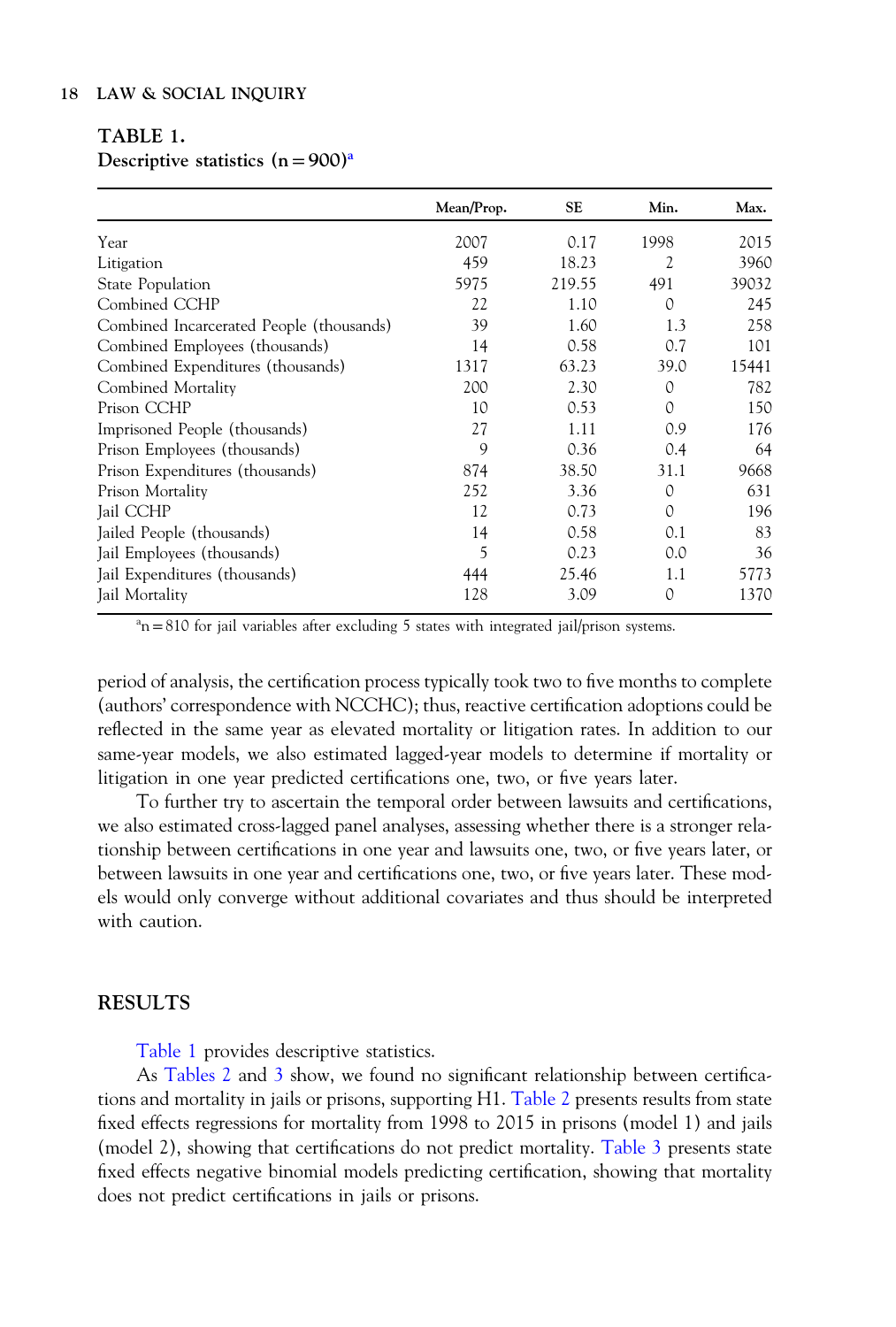**TABLE 1.**
**Descriptive statistics (n = 900)[a]**

| | Mean/Prop. | SE | Min. | Max. |
|---|---|---|---|---|
| Year | 2007 | 0.17 | 1998 | 2015 |
| Litigation | 459 | 18.23 | 2 | 3960 |
| State Population | 5975 | 219.55 | 491 | 39032 |
| Combined CCHP | 22 | 1.10 | 0 | 245 |
| Combined Incarcerated People (thousands) | 39 | 1.60 | 1.3 | 258 |
| Combined Employees (thousands) | 14 | 0.58 | 0.7 | 101 |
| Combined Expenditures (thousands) | 1317 | 63.23 | 39.0 | 15441 |
| Combined Mortality | 200 | 2.30 | 0 | 782 |
| Prison CCHP | 10 | 0.53 | 0 | 150 |
| Imprisoned People (thousands) | 27 | 1.11 | 0.9 | 176 |
| Prison Employees (thousands) | 9 | 0.36 | 0.4 | 64 |
| Prison Expenditures (thousands) | 874 | 38.50 | 31.1 | 9668 |
| Prison Mortality | 252 | 3.36 | 0 | 631 |
| Jail CCHP | 12 | 0.73 | 0 | 196 |
| Jailed People (thousands) | 14 | 0.58 | 0.1 | 83 |
| Jail Employees (thousands) | 5 | 0.23 | 0.0 | 36 |
| Jail Expenditures (thousands) | 444 | 25.46 | 1.1 | 5773 |
| Jail Mortality | 128 | 3.09 | 0 | 1370 |

[a]n = 810 for jail variables after excluding 5 states with integrated jail/prison systems.

period of analysis, the certification process typically took two to five months to complete (authors' correspondence with NCCHC); thus, reactive certification adoptions could be reflected in the same year as elevated mortality or litigation rates. In addition to our same-year models, we also estimated lagged-year models to determine if mortality or litigation in one year predicted certifications one, two, or five years later.

To further try to ascertain the temporal order between lawsuits and certifications, we also estimated cross-lagged panel analyses, assessing whether there is a stronger relationship between certifications in one year and lawsuits one, two, or five years later, or between lawsuits in one year and certifications one, two, or five years later. These models would only converge without additional covariates and thus should be interpreted with caution.

## RESULTS

Table 1 provides descriptive statistics.

As Tables 2 and 3 show, we found no significant relationship between certifications and mortality in jails or prisons, supporting H1. Table 2 presents results from state fixed effects regressions for mortality from 1998 to 2015 in prisons (model 1) and jails (model 2), showing that certifications do not predict mortality. Table 3 presents state fixed effects negative binomial models predicting certification, showing that mortality does not predict certifications in jails or prisons.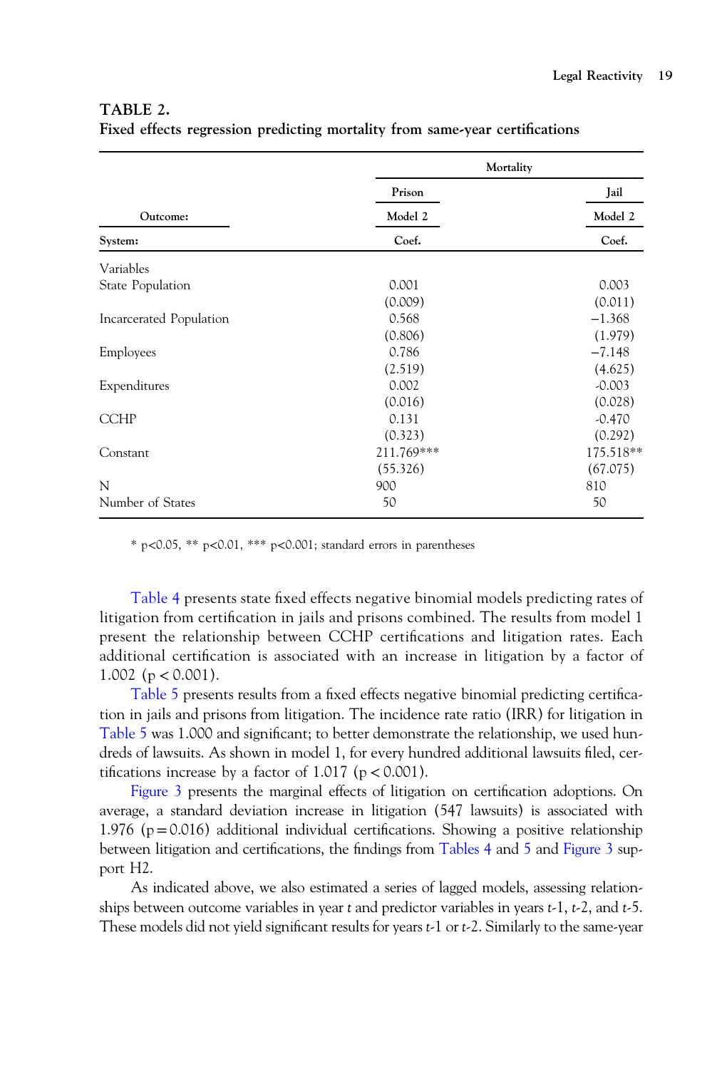**TABLE 2.**
**Fixed effects regression predicting mortality from same-year certifications**

| Outcome: | Mortality | |
|---|---|---|
| | Prison | Jail |
| | Model 2 | Model 2 |
| System: | Coef. | Coef. |
| Variables | | |
| State Population | 0.001 | 0.003 |
| | (0.009) | (0.011) |
| Incarcerated Population | 0.568 | −1.368 |
| | (0.806) | (1.979) |
| Employees | 0.786 | −7.148 |
| | (2.519) | (4.625) |
| Expenditures | 0.002 | -0.003 |
| | (0.016) | (0.028) |
| CCHP | 0.131 | -0.470 |
| | (0.323) | (0.292) |
| Constant | 211.769*** | 175.518** |
| | (55.326) | (67.075) |
| N | 900 | 810 |
| Number of States | 50 | 50 |

* p<0.05, ** p<0.01, *** p<0.001; standard errors in parentheses

Table 4 presents state fixed effects negative binomial models predicting rates of litigation from certification in jails and prisons combined. The results from model 1 present the relationship between CCHP certifications and litigation rates. Each additional certification is associated with an increase in litigation by a factor of 1.002 ($p < 0.001$).

Table 5 presents results from a fixed effects negative binomial predicting certification in jails and prisons from litigation. The incidence rate ratio (IRR) for litigation in Table 5 was 1.000 and significant; to better demonstrate the relationship, we used hundreds of lawsuits. As shown in model 1, for every hundred additional lawsuits filed, certifications increase by a factor of 1.017 ($p < 0.001$).

Figure 3 presents the marginal effects of litigation on certification adoptions. On average, a standard deviation increase in litigation (547 lawsuits) is associated with 1.976 ($p = 0.016$) additional individual certifications. Showing a positive relationship between litigation and certifications, the findings from Tables 4 and 5 and Figure 3 support H2.

As indicated above, we also estimated a series of lagged models, assessing relationships between outcome variables in year *t* and predictor variables in years *t*-1, *t*-2, and *t*-5. These models did not yield significant results for years *t*-1 or *t*-2. Similarly to the same-year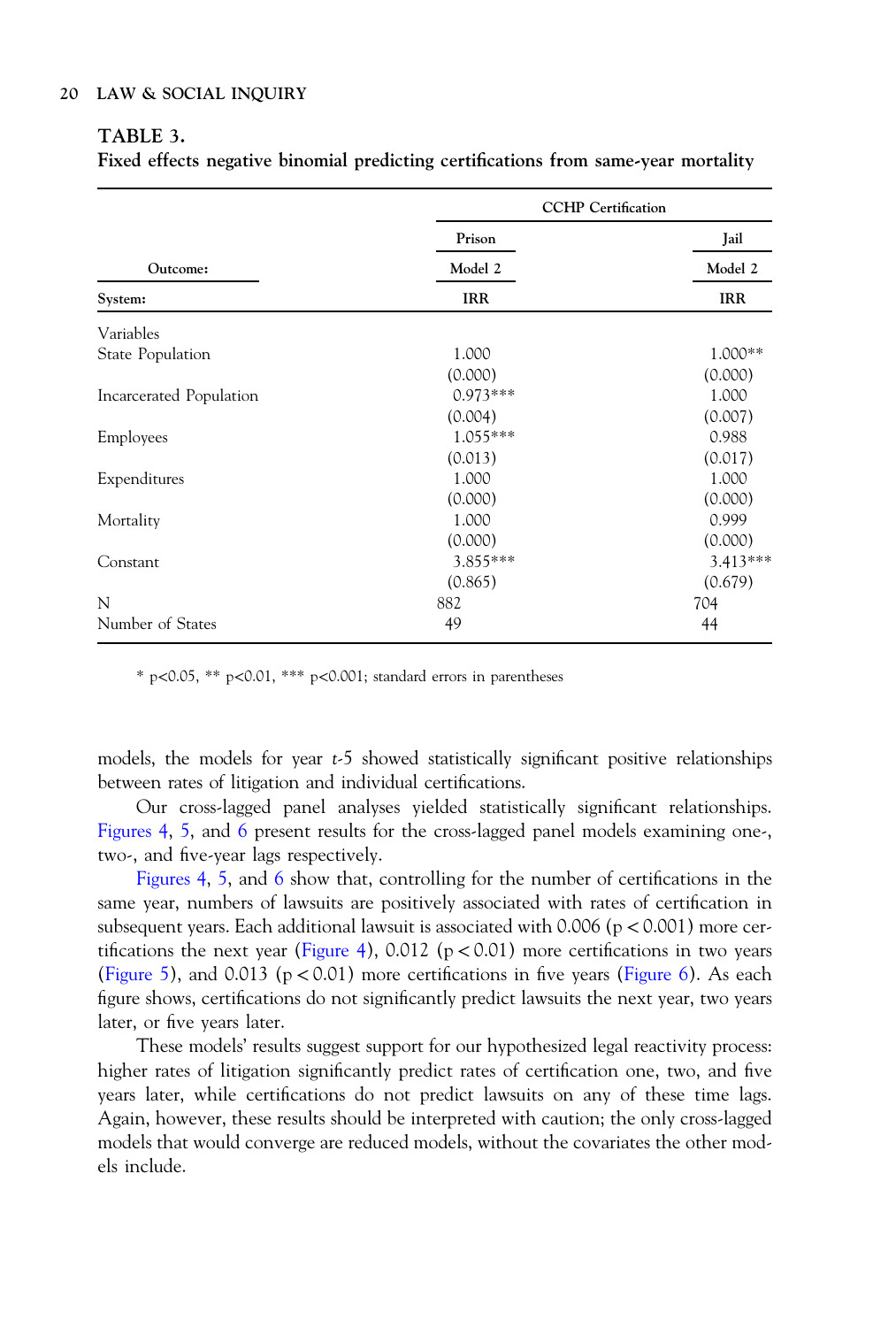**TABLE 3.**
**Fixed effects negative binomial predicting certifications from same-year mortality**

| Outcome: | CCHP Certification | |
|---|---|---|
| | Prison | Jail |
| | Model 2 | Model 2 |
| System: | IRR | IRR |
| Variables | | |
| State Population | 1.000 | 1.000** |
| | (0.000) | (0.000) |
| Incarcerated Population | 0.973*** | 1.000 |
| | (0.004) | (0.007) |
| Employees | 1.055*** | 0.988 |
| | (0.013) | (0.017) |
| Expenditures | 1.000 | 1.000 |
| | (0.000) | (0.000) |
| Mortality | 1.000 | 0.999 |
| | (0.000) | (0.000) |
| Constant | 3.855*** | 3.413*** |
| | (0.865) | (0.679) |
| N | 882 | 704 |
| Number of States | 49 | 44 |

\* p<0.05, ** p<0.01, *** p<0.001; standard errors in parentheses

models, the models for year *t*-5 showed statistically significant positive relationships between rates of litigation and individual certifications.

Our cross-lagged panel analyses yielded statistically significant relationships. Figures 4, 5, and 6 present results for the cross-lagged panel models examining one-, two-, and five-year lags respectively.

Figures 4, 5, and 6 show that, controlling for the number of certifications in the same year, numbers of lawsuits are positively associated with rates of certification in subsequent years. Each additional lawsuit is associated with 0.006 ($p < 0.001$) more certifications the next year (Figure 4), 0.012 ($p < 0.01$) more certifications in two years (Figure 5), and 0.013 ($p < 0.01$) more certifications in five years (Figure 6). As each figure shows, certifications do not significantly predict lawsuits the next year, two years later, or five years later.

These models' results suggest support for our hypothesized legal reactivity process: higher rates of litigation significantly predict rates of certification one, two, and five years later, while certifications do not predict lawsuits on any of these time lags. Again, however, these results should be interpreted with caution; the only cross-lagged models that would converge are reduced models, without the covariates the other models include.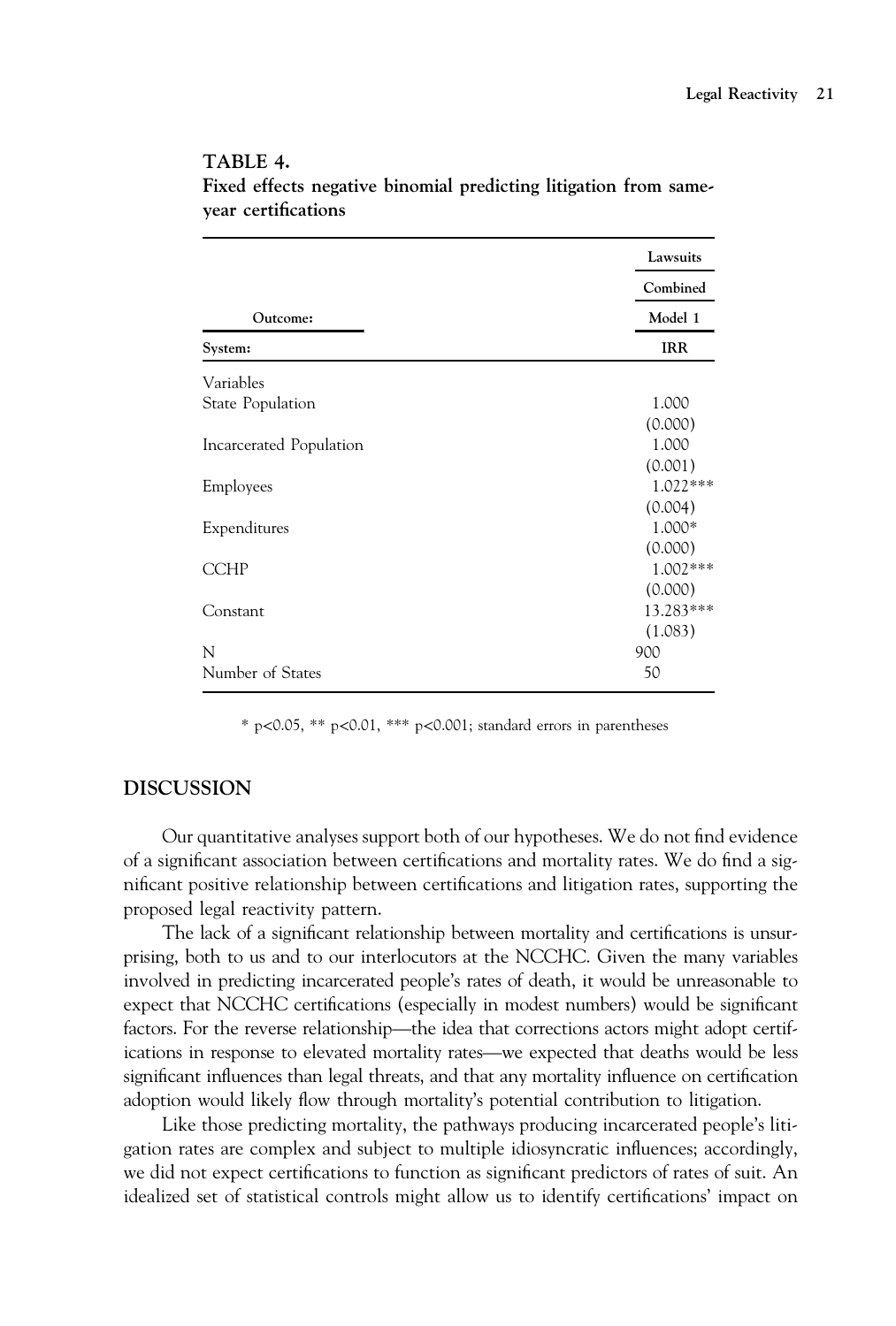**TABLE 4.**
**Fixed effects negative binomial predicting litigation from same-year certifications**

| | Lawsuits |
|---|---|
| | Combined |
| Outcome: | Model 1 |
| System: | IRR |
| Variables | |
| State Population | 1.000 |
| | (0.000) |
| Incarcerated Population | 1.000 |
| | (0.001) |
| Employees | 1.022*** |
| | (0.004) |
| Expenditures | 1.000* |
| | (0.000) |
| CCHP | 1.002*** |
| | (0.000) |
| Constant | 13.283*** |
| | (1.083) |
| N | 900 |
| Number of States | 50 |

* $p<0.05$, ** $p<0.01$, *** $p<0.001$; standard errors in parentheses

## DISCUSSION

Our quantitative analyses support both of our hypotheses. We do not find evidence of a significant association between certifications and mortality rates. We do find a significant positive relationship between certifications and litigation rates, supporting the proposed legal reactivity pattern.

The lack of a significant relationship between mortality and certifications is unsurprising, both to us and to our interlocutors at the NCCHC. Given the many variables involved in predicting incarcerated people's rates of death, it would be unreasonable to expect that NCCHC certifications (especially in modest numbers) would be significant factors. For the reverse relationship—the idea that corrections actors might adopt certifications in response to elevated mortality rates—we expected that deaths would be less significant influences than legal threats, and that any mortality influence on certification adoption would likely flow through mortality's potential contribution to litigation.

Like those predicting mortality, the pathways producing incarcerated people's litigation rates are complex and subject to multiple idiosyncratic influences; accordingly, we did not expect certifications to function as significant predictors of rates of suit. An idealized set of statistical controls might allow us to identify certifications' impact on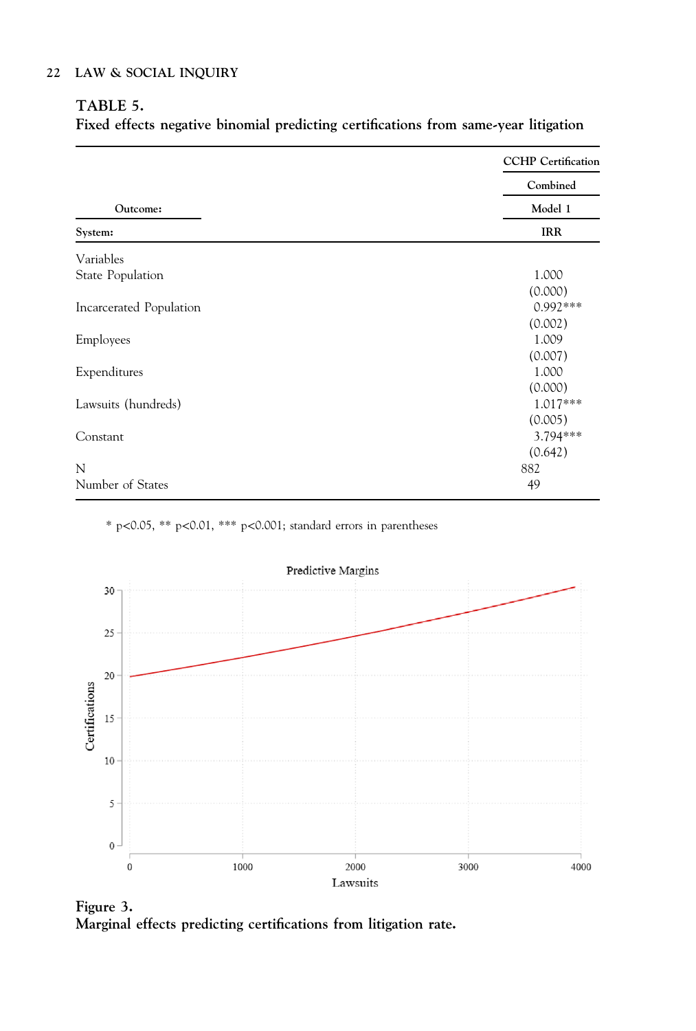**TABLE 5.**
**Fixed effects negative binomial predicting certifications from same-year litigation**

| Outcome: | CCHP Certification |
|---|---|
| | Combined |
| | Model 1 |
| System: | IRR |
| Variables | |
| State Population | 1.000 |
| | (0.000) |
| Incarcerated Population | 0.992*** |
| | (0.002) |
| Employees | 1.009 |
| | (0.007) |
| Expenditures | 1.000 |
| | (0.000) |
| Lawsuits (hundreds) | 1.017*** |
| | (0.005) |
| Constant | 3.794*** |
| | (0.642) |
| N | 882 |
| Number of States | 49 |

* p<0.05, ** p<0.01, *** p<0.001; standard errors in parentheses

**Figure 3.**
**Marginal effects predicting certifications from litigation rate.**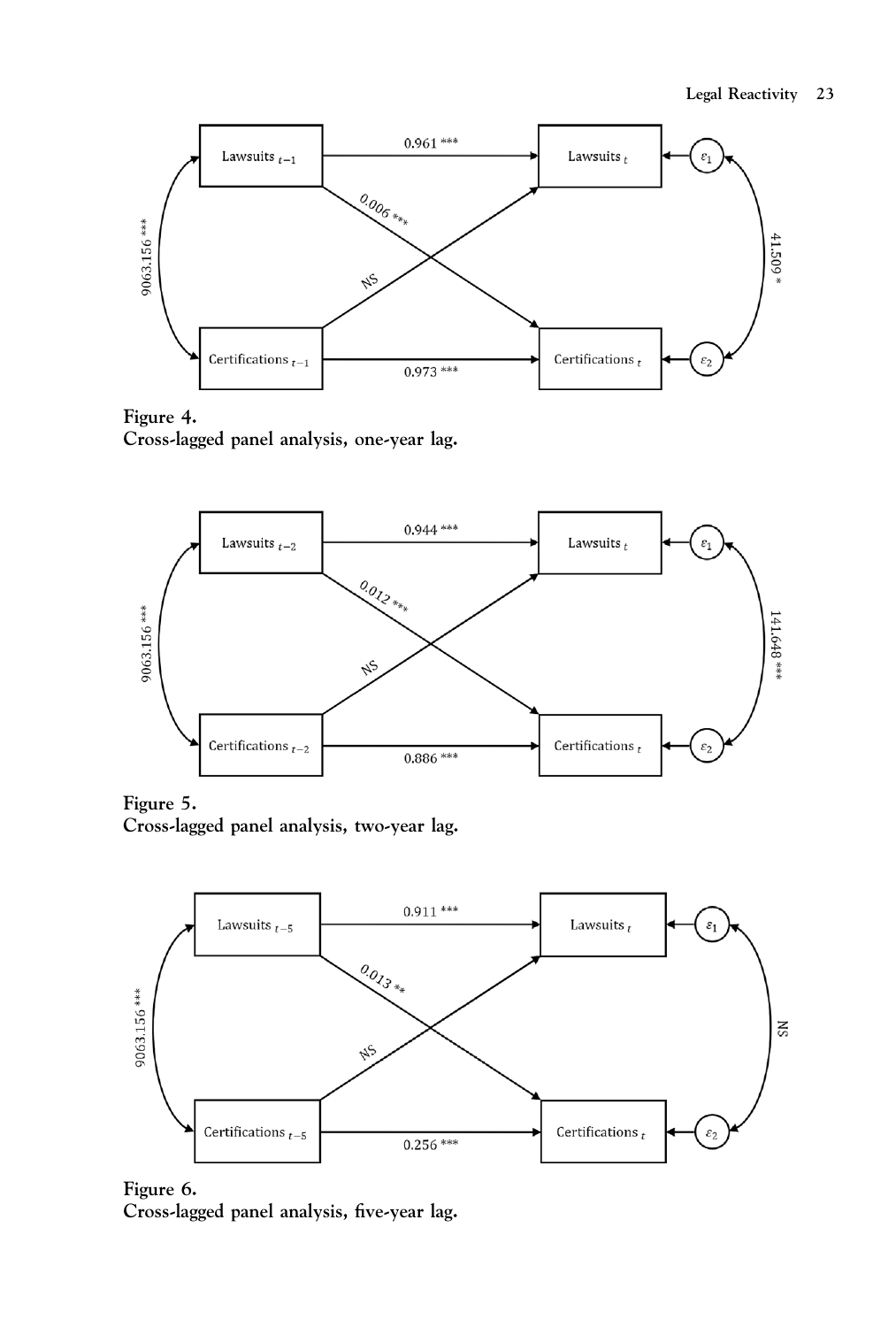Lawsuits $_{t-1}$ → Lawsuits $_{t}$: 0.961 ***

Lawsuits $_{t-1}$ → Certifications $_{t}$: 0.006 ***

Certifications $_{t-1}$ → Lawsuits $_{t}$: NS

Certifications $_{t-1}$ → Certifications $_{t}$: 0.973 ***

Lawsuits $_{t-1}$ ↔ Certifications $_{t-1}$: 9063.156 ***

$\varepsilon_1$ ↔ $\varepsilon_2$: 41.509 *

**Figure 4.**
**Cross-lagged panel analysis, one-year lag.**

Lawsuits $_{t-2}$ → Lawsuits $_{t}$: 0.944 ***

Lawsuits $_{t-2}$ → Certifications $_{t}$: 0.012 ***

Certifications $_{t-2}$ → Lawsuits $_{t}$: NS

Certifications $_{t-2}$ → Certifications $_{t}$: 0.886 ***

Lawsuits $_{t-2}$ ↔ Certifications $_{t-2}$: 9063.156 ***

$\varepsilon_1$ ↔ $\varepsilon_2$: 141.648 ***

**Figure 5.**
**Cross-lagged panel analysis, two-year lag.**

Lawsuits $_{t-5}$ → Lawsuits $_{t}$: 0.911 ***

Lawsuits $_{t-5}$ → Certifications $_{t}$: 0.013 **

Certifications $_{t-5}$ → Lawsuits $_{t}$: NS

Certifications $_{t-5}$ → Certifications $_{t}$: 0.256 ***

Lawsuits $_{t-5}$ ↔ Certifications $_{t-5}$: 9063.156 ***

$\varepsilon_1$ ↔ $\varepsilon_2$: NS

**Figure 6.**
**Cross-lagged panel analysis, five-year lag.**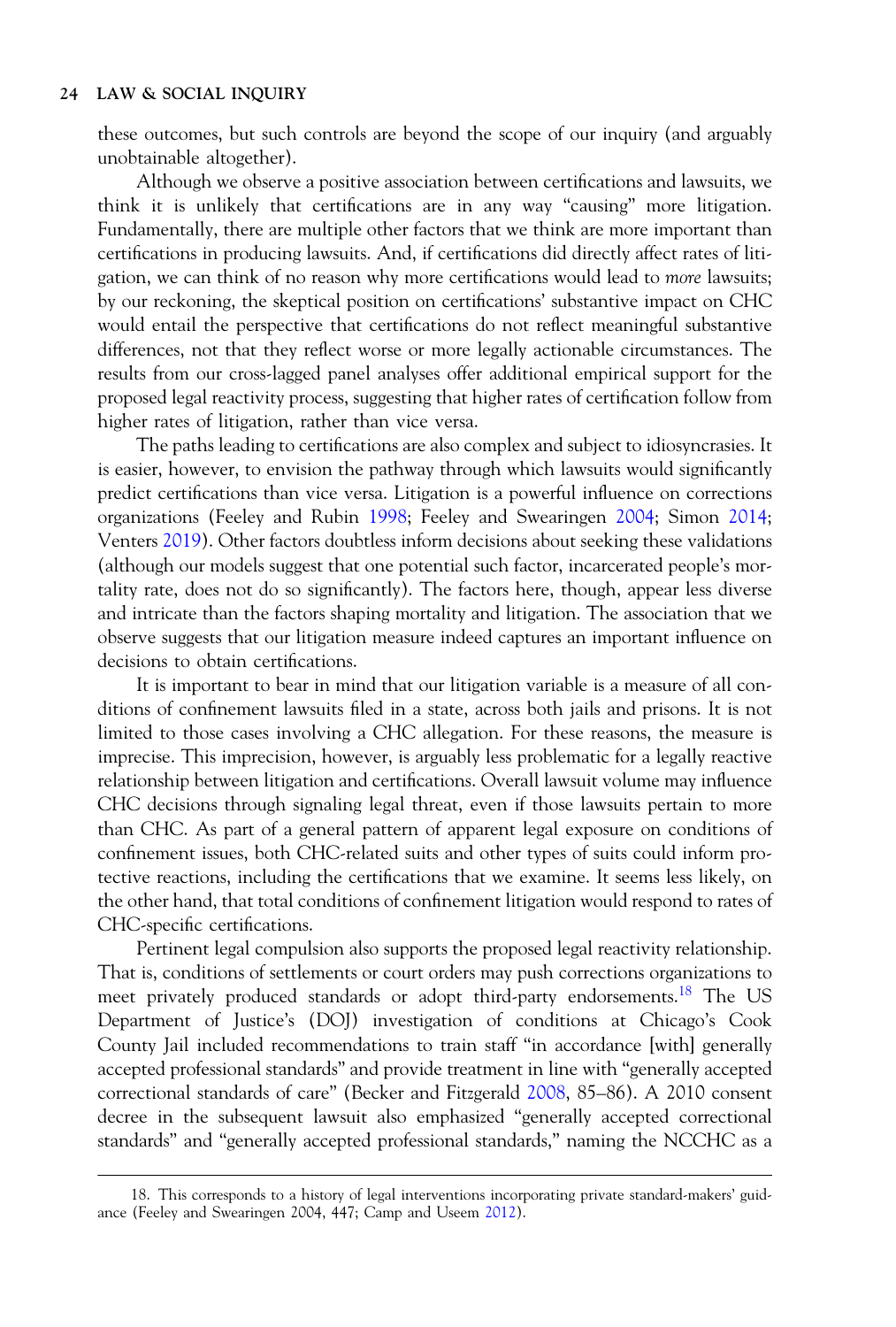these outcomes, but such controls are beyond the scope of our inquiry (and arguably unobtainable altogether).

Although we observe a positive association between certifications and lawsuits, we think it is unlikely that certifications are in any way "causing" more litigation. Fundamentally, there are multiple other factors that we think are more important than certifications in producing lawsuits. And, if certifications did directly affect rates of litigation, we can think of no reason why more certifications would lead to *more* lawsuits; by our reckoning, the skeptical position on certifications' substantive impact on CHC would entail the perspective that certifications do not reflect meaningful substantive differences, not that they reflect worse or more legally actionable circumstances. The results from our cross-lagged panel analyses offer additional empirical support for the proposed legal reactivity process, suggesting that higher rates of certification follow from higher rates of litigation, rather than vice versa.

The paths leading to certifications are also complex and subject to idiosyncrasies. It is easier, however, to envision the pathway through which lawsuits would significantly predict certifications than vice versa. Litigation is a powerful influence on corrections organizations (Feeley and Rubin 1998; Feeley and Swearingen 2004; Simon 2014; Venters 2019). Other factors doubtless inform decisions about seeking these validations (although our models suggest that one potential such factor, incarcerated people's mortality rate, does not do so significantly). The factors here, though, appear less diverse and intricate than the factors shaping mortality and litigation. The association that we observe suggests that our litigation measure indeed captures an important influence on decisions to obtain certifications.

It is important to bear in mind that our litigation variable is a measure of all conditions of confinement lawsuits filed in a state, across both jails and prisons. It is not limited to those cases involving a CHC allegation. For these reasons, the measure is imprecise. This imprecision, however, is arguably less problematic for a legally reactive relationship between litigation and certifications. Overall lawsuit volume may influence CHC decisions through signaling legal threat, even if those lawsuits pertain to more than CHC. As part of a general pattern of apparent legal exposure on conditions of confinement issues, both CHC-related suits and other types of suits could inform protective reactions, including the certifications that we examine. It seems less likely, on the other hand, that total conditions of confinement litigation would respond to rates of CHC-specific certifications.

Pertinent legal compulsion also supports the proposed legal reactivity relationship. That is, conditions of settlements or court orders may push corrections organizations to meet privately produced standards or adopt third-party endorsements.[18] The US Department of Justice's (DOJ) investigation of conditions at Chicago's Cook County Jail included recommendations to train staff "in accordance [with] generally accepted professional standards" and provide treatment in line with "generally accepted correctional standards of care" (Becker and Fitzgerald 2008, 85–86). A 2010 consent decree in the subsequent lawsuit also emphasized "generally accepted correctional standards" and "generally accepted professional standards," naming the NCCHC as a

18. This corresponds to a history of legal interventions incorporating private standard-makers' guidance (Feeley and Swearingen 2004, 447; Camp and Useem 2012).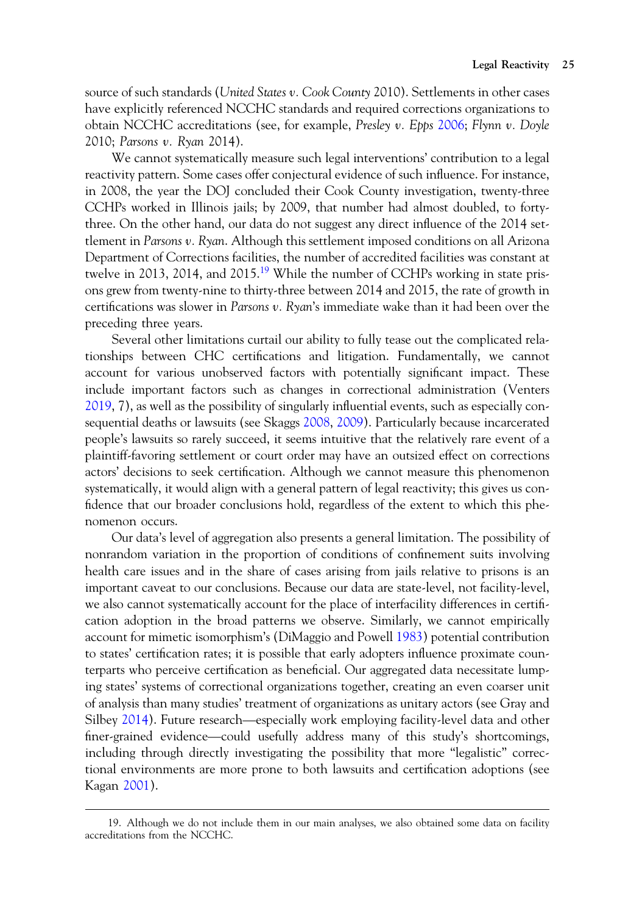source of such standards (*United States v. Cook County* 2010). Settlements in other cases have explicitly referenced NCCHC standards and required corrections organizations to obtain NCCHC accreditations (see, for example, *Presley v. Epps* 2006; *Flynn v. Doyle* 2010; *Parsons v. Ryan* 2014).

We cannot systematically measure such legal interventions' contribution to a legal reactivity pattern. Some cases offer conjectural evidence of such influence. For instance, in 2008, the year the DOJ concluded their Cook County investigation, twenty-three CCHPs worked in Illinois jails; by 2009, that number had almost doubled, to forty-three. On the other hand, our data do not suggest any direct influence of the 2014 settlement in *Parsons v. Ryan*. Although this settlement imposed conditions on all Arizona Department of Corrections facilities, the number of accredited facilities was constant at twelve in 2013, 2014, and 2015.[19] While the number of CCHPs working in state prisons grew from twenty-nine to thirty-three between 2014 and 2015, the rate of growth in certifications was slower in *Parsons v. Ryan*'s immediate wake than it had been over the preceding three years.

Several other limitations curtail our ability to fully tease out the complicated relationships between CHC certifications and litigation. Fundamentally, we cannot account for various unobserved factors with potentially significant impact. These include important factors such as changes in correctional administration (Venters 2019, 7), as well as the possibility of singularly influential events, such as especially consequential deaths or lawsuits (see Skaggs 2008, 2009). Particularly because incarcerated people's lawsuits so rarely succeed, it seems intuitive that the relatively rare event of a plaintiff-favoring settlement or court order may have an outsized effect on corrections actors' decisions to seek certification. Although we cannot measure this phenomenon systematically, it would align with a general pattern of legal reactivity; this gives us confidence that our broader conclusions hold, regardless of the extent to which this phenomenon occurs.

Our data's level of aggregation also presents a general limitation. The possibility of nonrandom variation in the proportion of conditions of confinement suits involving health care issues and in the share of cases arising from jails relative to prisons is an important caveat to our conclusions. Because our data are state-level, not facility-level, we also cannot systematically account for the place of interfacility differences in certification adoption in the broad patterns we observe. Similarly, we cannot empirically account for mimetic isomorphism's (DiMaggio and Powell 1983) potential contribution to states' certification rates; it is possible that early adopters influence proximate counterparts who perceive certification as beneficial. Our aggregated data necessitate lumping states' systems of correctional organizations together, creating an even coarser unit of analysis than many studies' treatment of organizations as unitary actors (see Gray and Silbey 2014). Future research—especially work employing facility-level data and other finer-grained evidence—could usefully address many of this study's shortcomings, including through directly investigating the possibility that more "legalistic" correctional environments are more prone to both lawsuits and certification adoptions (see Kagan 2001).

---

19. Although we do not include them in our main analyses, we also obtained some data on facility accreditations from the NCCHC.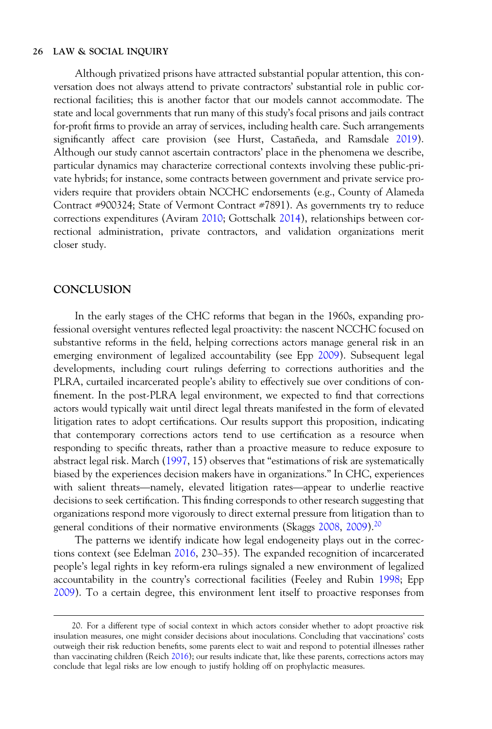Although privatized prisons have attracted substantial popular attention, this conversation does not always attend to private contractors' substantial role in public correctional facilities; this is another factor that our models cannot accommodate. The state and local governments that run many of this study's focal prisons and jails contract for-profit firms to provide an array of services, including health care. Such arrangements significantly affect care provision (see Hurst, Castañeda, and Ramsdale 2019). Although our study cannot ascertain contractors' place in the phenomena we describe, particular dynamics may characterize correctional contexts involving these public-private hybrids; for instance, some contracts between government and private service providers require that providers obtain NCCHC endorsements (e.g., County of Alameda Contract #900324; State of Vermont Contract #7891). As governments try to reduce corrections expenditures (Aviram 2010; Gottschalk 2014), relationships between correctional administration, private contractors, and validation organizations merit closer study.

## CONCLUSION

In the early stages of the CHC reforms that began in the 1960s, expanding professional oversight ventures reflected legal proactivity: the nascent NCCHC focused on substantive reforms in the field, helping corrections actors manage general risk in an emerging environment of legalized accountability (see Epp 2009). Subsequent legal developments, including court rulings deferring to corrections authorities and the PLRA, curtailed incarcerated people's ability to effectively sue over conditions of confinement. In the post-PLRA legal environment, we expected to find that corrections actors would typically wait until direct legal threats manifested in the form of elevated litigation rates to adopt certifications. Our results support this proposition, indicating that contemporary corrections actors tend to use certification as a resource when responding to specific threats, rather than a proactive measure to reduce exposure to abstract legal risk. March (1997, 15) observes that "estimations of risk are systematically biased by the experiences decision makers have in organizations." In CHC, experiences with salient threats—namely, elevated litigation rates—appear to underlie reactive decisions to seek certification. This finding corresponds to other research suggesting that organizations respond more vigorously to direct external pressure from litigation than to general conditions of their normative environments (Skaggs 2008, 2009).[20]

The patterns we identify indicate how legal endogeneity plays out in the corrections context (see Edelman 2016, 230–35). The expanded recognition of incarcerated people's legal rights in key reform-era rulings signaled a new environment of legalized accountability in the country's correctional facilities (Feeley and Rubin 1998; Epp 2009). To a certain degree, this environment lent itself to proactive responses from

20. For a different type of social context in which actors consider whether to adopt proactive risk insulation measures, one might consider decisions about inoculations. Concluding that vaccinations' costs outweigh their risk reduction benefits, some parents elect to wait and respond to potential illnesses rather than vaccinating children (Reich 2016); our results indicate that, like these parents, corrections actors may conclude that legal risks are low enough to justify holding off on prophylactic measures.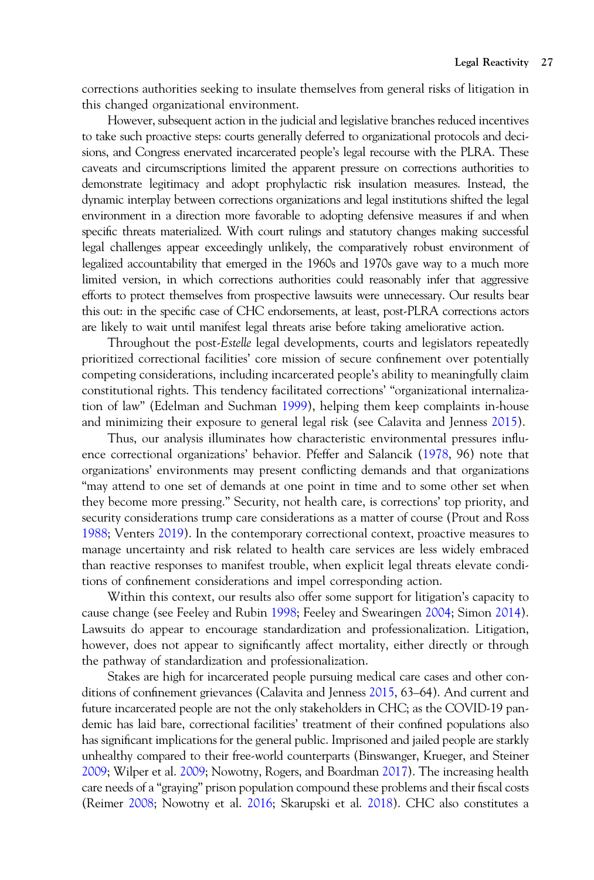corrections authorities seeking to insulate themselves from general risks of litigation in this changed organizational environment.

However, subsequent action in the judicial and legislative branches reduced incentives to take such proactive steps: courts generally deferred to organizational protocols and decisions, and Congress enervated incarcerated people's legal recourse with the PLRA. These caveats and circumscriptions limited the apparent pressure on corrections authorities to demonstrate legitimacy and adopt prophylactic risk insulation measures. Instead, the dynamic interplay between corrections organizations and legal institutions shifted the legal environment in a direction more favorable to adopting defensive measures if and when specific threats materialized. With court rulings and statutory changes making successful legal challenges appear exceedingly unlikely, the comparatively robust environment of legalized accountability that emerged in the 1960s and 1970s gave way to a much more limited version, in which corrections authorities could reasonably infer that aggressive efforts to protect themselves from prospective lawsuits were unnecessary. Our results bear this out: in the specific case of CHC endorsements, at least, post-PLRA corrections actors are likely to wait until manifest legal threats arise before taking ameliorative action.

Throughout the post-*Estelle* legal developments, courts and legislators repeatedly prioritized correctional facilities' core mission of secure confinement over potentially competing considerations, including incarcerated people's ability to meaningfully claim constitutional rights. This tendency facilitated corrections' "organizational internalization of law" (Edelman and Suchman 1999), helping them keep complaints in-house and minimizing their exposure to general legal risk (see Calavita and Jenness 2015).

Thus, our analysis illuminates how characteristic environmental pressures influence correctional organizations' behavior. Pfeffer and Salancik (1978, 96) note that organizations' environments may present conflicting demands and that organizations "may attend to one set of demands at one point in time and to some other set when they become more pressing." Security, not health care, is corrections' top priority, and security considerations trump care considerations as a matter of course (Prout and Ross 1988; Venters 2019). In the contemporary correctional context, proactive measures to manage uncertainty and risk related to health care services are less widely embraced than reactive responses to manifest trouble, when explicit legal threats elevate conditions of confinement considerations and impel corresponding action.

Within this context, our results also offer some support for litigation's capacity to cause change (see Feeley and Rubin 1998; Feeley and Swearingen 2004; Simon 2014). Lawsuits do appear to encourage standardization and professionalization. Litigation, however, does not appear to significantly affect mortality, either directly or through the pathway of standardization and professionalization.

Stakes are high for incarcerated people pursuing medical care cases and other conditions of confinement grievances (Calavita and Jenness 2015, 63–64). And current and future incarcerated people are not the only stakeholders in CHC; as the COVID-19 pandemic has laid bare, correctional facilities' treatment of their confined populations also has significant implications for the general public. Imprisoned and jailed people are starkly unhealthy compared to their free-world counterparts (Binswanger, Krueger, and Steiner 2009; Wilper et al. 2009; Nowotny, Rogers, and Boardman 2017). The increasing health care needs of a "graying" prison population compound these problems and their fiscal costs (Reimer 2008; Nowotny et al. 2016; Skarupski et al. 2018). CHC also constitutes a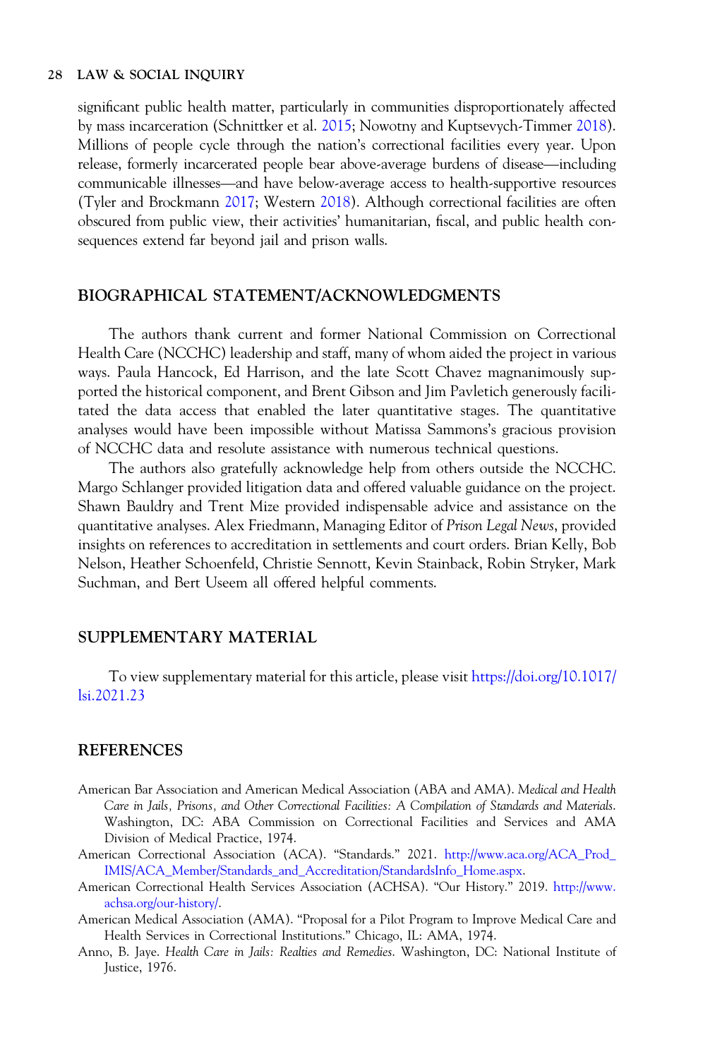significant public health matter, particularly in communities disproportionately affected by mass incarceration (Schnittker et al. 2015; Nowotny and Kuptsevych-Timmer 2018). Millions of people cycle through the nation's correctional facilities every year. Upon release, formerly incarcerated people bear above-average burdens of disease—including communicable illnesses—and have below-average access to health-supportive resources (Tyler and Brockmann 2017; Western 2018). Although correctional facilities are often obscured from public view, their activities' humanitarian, fiscal, and public health consequences extend far beyond jail and prison walls.

## BIOGRAPHICAL STATEMENT/ACKNOWLEDGMENTS

The authors thank current and former National Commission on Correctional Health Care (NCCHC) leadership and staff, many of whom aided the project in various ways. Paula Hancock, Ed Harrison, and the late Scott Chavez magnanimously supported the historical component, and Brent Gibson and Jim Pavletich generously facilitated the data access that enabled the later quantitative stages. The quantitative analyses would have been impossible without Matissa Sammons's gracious provision of NCCHC data and resolute assistance with numerous technical questions.

The authors also gratefully acknowledge help from others outside the NCCHC. Margo Schlanger provided litigation data and offered valuable guidance on the project. Shawn Bauldry and Trent Mize provided indispensable advice and assistance on the quantitative analyses. Alex Friedmann, Managing Editor of *Prison Legal News*, provided insights on references to accreditation in settlements and court orders. Brian Kelly, Bob Nelson, Heather Schoenfeld, Christie Sennott, Kevin Stainback, Robin Stryker, Mark Suchman, and Bert Useem all offered helpful comments.

## SUPPLEMENTARY MATERIAL

To view supplementary material for this article, please visit https://doi.org/10.1017/lsi.2021.23

## REFERENCES

American Bar Association and American Medical Association (ABA and AMA). *Medical and Health Care in Jails, Prisons, and Other Correctional Facilities: A Compilation of Standards and Materials*. Washington, DC: ABA Commission on Correctional Facilities and Services and AMA Division of Medical Practice, 1974.

American Correctional Association (ACA). "Standards." 2021. http://www.aca.org/ACA_Prod_IMIS/ACA_Member/Standards_and_Accreditation/StandardsInfo_Home.aspx.

American Correctional Health Services Association (ACHSA). "Our History." 2019. http://www.achsa.org/our-history/.

American Medical Association (AMA). "Proposal for a Pilot Program to Improve Medical Care and Health Services in Correctional Institutions." Chicago, IL: AMA, 1974.

Anno, B. Jaye. *Health Care in Jails: Realties and Remedies*. Washington, DC: National Institute of Justice, 1976.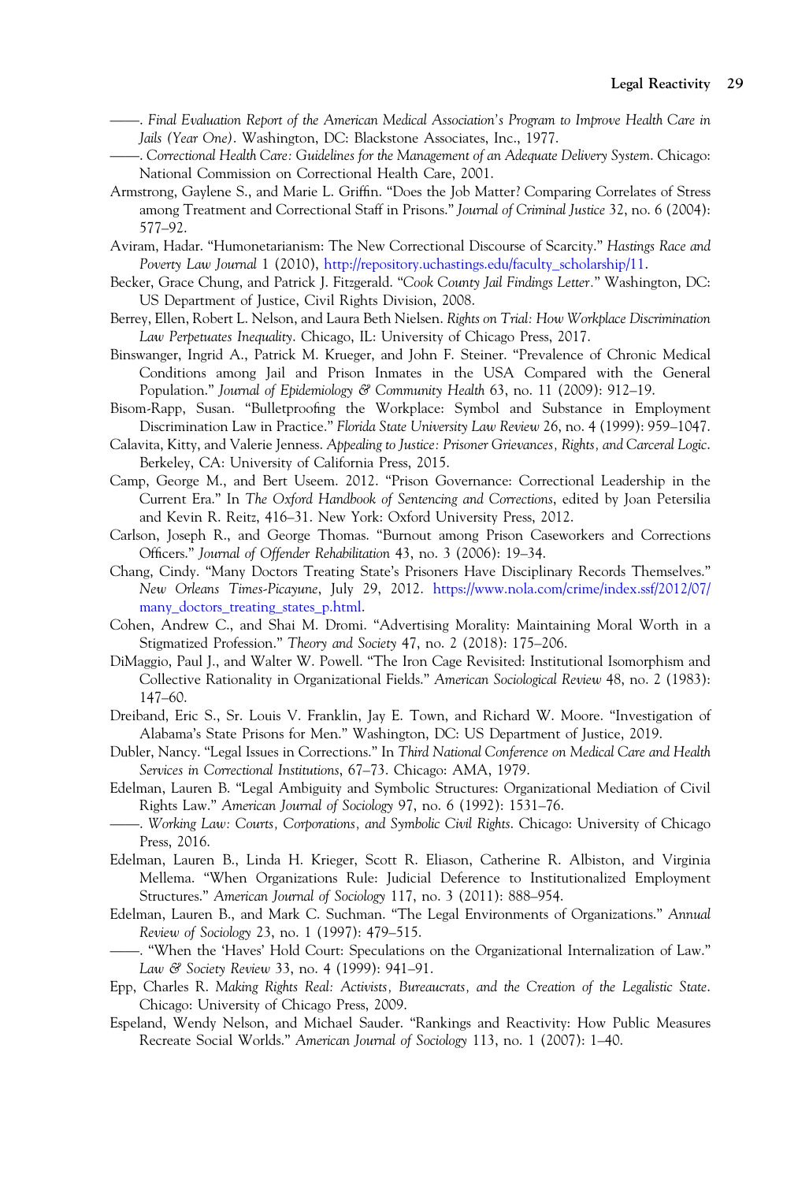——. *Final Evaluation Report of the American Medical Association's Program to Improve Health Care in Jails (Year One)*. Washington, DC: Blackstone Associates, Inc., 1977.

——. *Correctional Health Care: Guidelines for the Management of an Adequate Delivery System*. Chicago: National Commission on Correctional Health Care, 2001.

Armstrong, Gaylene S., and Marie L. Griffin. "Does the Job Matter? Comparing Correlates of Stress among Treatment and Correctional Staff in Prisons." *Journal of Criminal Justice* 32, no. 6 (2004): 577–92.

Aviram, Hadar. "Humonetarianism: The New Correctional Discourse of Scarcity." *Hastings Race and Poverty Law Journal* 1 (2010), http://repository.uchastings.edu/faculty_scholarship/11.

Becker, Grace Chung, and Patrick J. Fitzgerald. "*Cook County Jail Findings Letter*." Washington, DC: US Department of Justice, Civil Rights Division, 2008.

Berrey, Ellen, Robert L. Nelson, and Laura Beth Nielsen. *Rights on Trial: How Workplace Discrimination Law Perpetuates Inequality*. Chicago, IL: University of Chicago Press, 2017.

Binswanger, Ingrid A., Patrick M. Krueger, and John F. Steiner. "Prevalence of Chronic Medical Conditions among Jail and Prison Inmates in the USA Compared with the General Population." *Journal of Epidemiology & Community Health* 63, no. 11 (2009): 912–19.

Bisom-Rapp, Susan. "Bulletproofing the Workplace: Symbol and Substance in Employment Discrimination Law in Practice." *Florida State University Law Review* 26, no. 4 (1999): 959–1047.

Calavita, Kitty, and Valerie Jenness. *Appealing to Justice: Prisoner Grievances, Rights, and Carceral Logic*. Berkeley, CA: University of California Press, 2015.

Camp, George M., and Bert Useem. 2012. "Prison Governance: Correctional Leadership in the Current Era." In *The Oxford Handbook of Sentencing and Corrections*, edited by Joan Petersilia and Kevin R. Reitz, 416–31. New York: Oxford University Press, 2012.

Carlson, Joseph R., and George Thomas. "Burnout among Prison Caseworkers and Corrections Officers." *Journal of Offender Rehabilitation* 43, no. 3 (2006): 19–34.

Chang, Cindy. "Many Doctors Treating State's Prisoners Have Disciplinary Records Themselves." *New Orleans Times-Picayune*, July 29, 2012. https://www.nola.com/crime/index.ssf/2012/07/many_doctors_treating_states_p.html.

Cohen, Andrew C., and Shai M. Dromi. "Advertising Morality: Maintaining Moral Worth in a Stigmatized Profession." *Theory and Society* 47, no. 2 (2018): 175–206.

DiMaggio, Paul J., and Walter W. Powell. "The Iron Cage Revisited: Institutional Isomorphism and Collective Rationality in Organizational Fields." *American Sociological Review* 48, no. 2 (1983): 147–60.

Dreiband, Eric S., Sr. Louis V. Franklin, Jay E. Town, and Richard W. Moore. "Investigation of Alabama's State Prisons for Men." Washington, DC: US Department of Justice, 2019.

Dubler, Nancy. "Legal Issues in Corrections." In *Third National Conference on Medical Care and Health Services in Correctional Institutions*, 67–73. Chicago: AMA, 1979.

Edelman, Lauren B. "Legal Ambiguity and Symbolic Structures: Organizational Mediation of Civil Rights Law." *American Journal of Sociology* 97, no. 6 (1992): 1531–76.

——. *Working Law: Courts, Corporations, and Symbolic Civil Rights*. Chicago: University of Chicago Press, 2016.

Edelman, Lauren B., Linda H. Krieger, Scott R. Eliason, Catherine R. Albiston, and Virginia Mellema. "When Organizations Rule: Judicial Deference to Institutionalized Employment Structures." *American Journal of Sociology* 117, no. 3 (2011): 888–954.

Edelman, Lauren B., and Mark C. Suchman. "The Legal Environments of Organizations." *Annual Review of Sociology* 23, no. 1 (1997): 479–515.

——. "When the 'Haves' Hold Court: Speculations on the Organizational Internalization of Law." *Law & Society Review* 33, no. 4 (1999): 941–91.

Epp, Charles R. *Making Rights Real: Activists, Bureaucrats, and the Creation of the Legalistic State*. Chicago: University of Chicago Press, 2009.

Espeland, Wendy Nelson, and Michael Sauder. "Rankings and Reactivity: How Public Measures Recreate Social Worlds." *American Journal of Sociology* 113, no. 1 (2007): 1–40.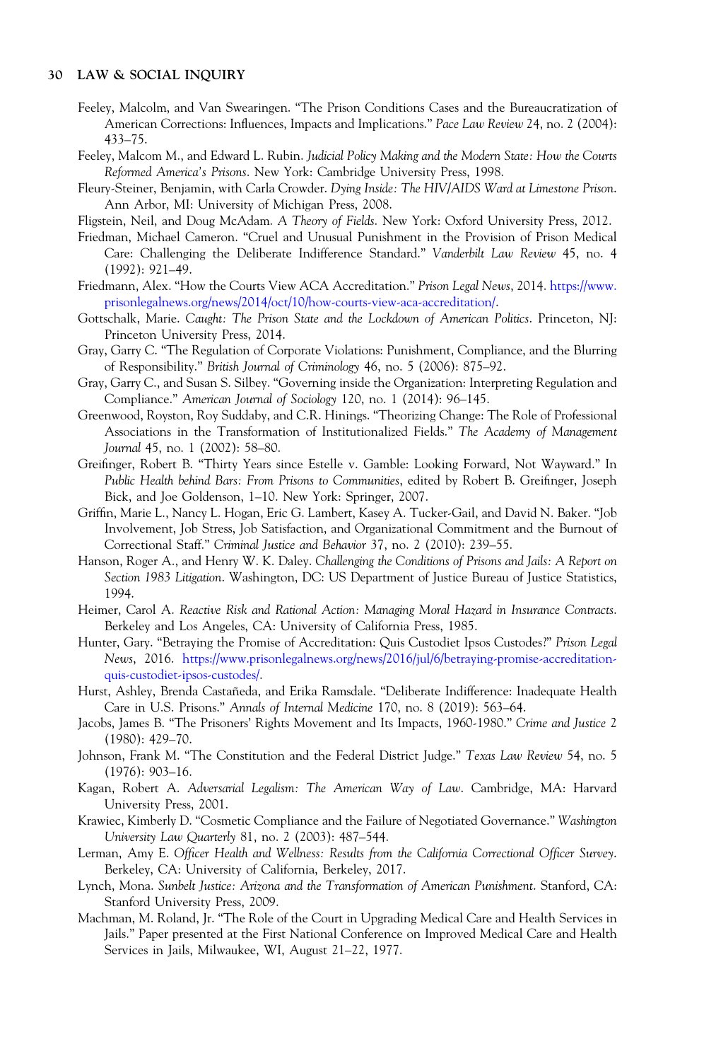Feeley, Malcolm, and Van Swearingen. "The Prison Conditions Cases and the Bureaucratization of American Corrections: Influences, Impacts and Implications." *Pace Law Review* 24, no. 2 (2004): 433–75.

Feeley, Malcom M., and Edward L. Rubin. *Judicial Policy Making and the Modern State: How the Courts Reformed America's Prisons*. New York: Cambridge University Press, 1998.

Fleury-Steiner, Benjamin, with Carla Crowder. *Dying Inside: The HIV/AIDS Ward at Limestone Prison*. Ann Arbor, MI: University of Michigan Press, 2008.

Fligstein, Neil, and Doug McAdam. *A Theory of Fields*. New York: Oxford University Press, 2012.

Friedman, Michael Cameron. "Cruel and Unusual Punishment in the Provision of Prison Medical Care: Challenging the Deliberate Indifference Standard." *Vanderbilt Law Review* 45, no. 4 (1992): 921–49.

Friedmann, Alex. "How the Courts View ACA Accreditation." *Prison Legal News*, 2014. https://www.prisonlegalnews.org/news/2014/oct/10/how-courts-view-aca-accreditation/.

Gottschalk, Marie. *Caught: The Prison State and the Lockdown of American Politics*. Princeton, NJ: Princeton University Press, 2014.

Gray, Garry C. "The Regulation of Corporate Violations: Punishment, Compliance, and the Blurring of Responsibility." *British Journal of Criminology* 46, no. 5 (2006): 875–92.

Gray, Garry C., and Susan S. Silbey. "Governing inside the Organization: Interpreting Regulation and Compliance." *American Journal of Sociology* 120, no. 1 (2014): 96–145.

Greenwood, Royston, Roy Suddaby, and C.R. Hinings. "Theorizing Change: The Role of Professional Associations in the Transformation of Institutionalized Fields." *The Academy of Management Journal* 45, no. 1 (2002): 58–80.

Greifinger, Robert B. "Thirty Years since Estelle v. Gamble: Looking Forward, Not Wayward." In *Public Health behind Bars: From Prisons to Communities*, edited by Robert B. Greifinger, Joseph Bick, and Joe Goldenson, 1–10. New York: Springer, 2007.

Griffin, Marie L., Nancy L. Hogan, Eric G. Lambert, Kasey A. Tucker-Gail, and David N. Baker. "Job Involvement, Job Stress, Job Satisfaction, and Organizational Commitment and the Burnout of Correctional Staff." *Criminal Justice and Behavior* 37, no. 2 (2010): 239–55.

Hanson, Roger A., and Henry W. K. Daley. *Challenging the Conditions of Prisons and Jails: A Report on Section 1983 Litigation*. Washington, DC: US Department of Justice Bureau of Justice Statistics, 1994.

Heimer, Carol A. *Reactive Risk and Rational Action: Managing Moral Hazard in Insurance Contracts*. Berkeley and Los Angeles, CA: University of California Press, 1985.

Hunter, Gary. "Betraying the Promise of Accreditation: Quis Custodiet Ipsos Custodes?" *Prison Legal News*, 2016. https://www.prisonlegalnews.org/news/2016/jul/6/betraying-promise-accreditation-quis-custodiet-ipsos-custodes/.

Hurst, Ashley, Brenda Castañeda, and Erika Ramsdale. "Deliberate Indifference: Inadequate Health Care in U.S. Prisons." *Annals of Internal Medicine* 170, no. 8 (2019): 563–64.

Jacobs, James B. "The Prisoners' Rights Movement and Its Impacts, 1960-1980." *Crime and Justice* 2 (1980): 429–70.

Johnson, Frank M. "The Constitution and the Federal District Judge." *Texas Law Review* 54, no. 5 (1976): 903–16.

Kagan, Robert A. *Adversarial Legalism: The American Way of Law*. Cambridge, MA: Harvard University Press, 2001.

Krawiec, Kimberly D. "Cosmetic Compliance and the Failure of Negotiated Governance." *Washington University Law Quarterly* 81, no. 2 (2003): 487–544.

Lerman, Amy E. *Officer Health and Wellness: Results from the California Correctional Officer Survey*. Berkeley, CA: University of California, Berkeley, 2017.

Lynch, Mona. *Sunbelt Justice: Arizona and the Transformation of American Punishment*. Stanford, CA: Stanford University Press, 2009.

Machman, M. Roland, Jr. "The Role of the Court in Upgrading Medical Care and Health Services in Jails." Paper presented at the First National Conference on Improved Medical Care and Health Services in Jails, Milwaukee, WI, August 21–22, 1977.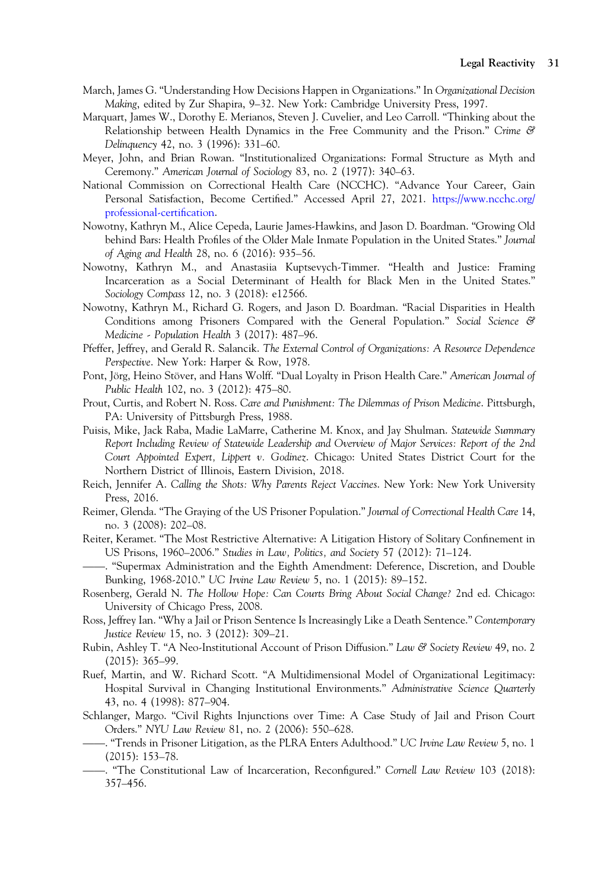March, James G. "Understanding How Decisions Happen in Organizations." In *Organizational Decision Making*, edited by Zur Shapira, 9–32. New York: Cambridge University Press, 1997.

Marquart, James W., Dorothy E. Merianos, Steven J. Cuvelier, and Leo Carroll. "Thinking about the Relationship between Health Dynamics in the Free Community and the Prison." *Crime & Delinquency* 42, no. 3 (1996): 331–60.

Meyer, John, and Brian Rowan. "Institutionalized Organizations: Formal Structure as Myth and Ceremony." *American Journal of Sociology* 83, no. 2 (1977): 340–63.

National Commission on Correctional Health Care (NCCHC). "Advance Your Career, Gain Personal Satisfaction, Become Certified." Accessed April 27, 2021. https://www.ncchc.org/professional-certification.

Nowotny, Kathryn M., Alice Cepeda, Laurie James-Hawkins, and Jason D. Boardman. "Growing Old behind Bars: Health Profiles of the Older Male Inmate Population in the United States." *Journal of Aging and Health* 28, no. 6 (2016): 935–56.

Nowotny, Kathryn M., and Anastasiia Kuptsevych-Timmer. "Health and Justice: Framing Incarceration as a Social Determinant of Health for Black Men in the United States." *Sociology Compass* 12, no. 3 (2018): e12566.

Nowotny, Kathryn M., Richard G. Rogers, and Jason D. Boardman. "Racial Disparities in Health Conditions among Prisoners Compared with the General Population." *Social Science & Medicine - Population Health* 3 (2017): 487–96.

Pfeffer, Jeffrey, and Gerald R. Salancik. *The External Control of Organizations: A Resource Dependence Perspective*. New York: Harper & Row, 1978.

Pont, Jörg, Heino Stöver, and Hans Wolff. "Dual Loyalty in Prison Health Care." *American Journal of Public Health* 102, no. 3 (2012): 475–80.

Prout, Curtis, and Robert N. Ross. *Care and Punishment: The Dilemmas of Prison Medicine*. Pittsburgh, PA: University of Pittsburgh Press, 1988.

Puisis, Mike, Jack Raba, Madie LaMarre, Catherine M. Knox, and Jay Shulman. *Statewide Summary Report Including Review of Statewide Leadership and Overview of Major Services: Report of the 2nd Court Appointed Expert, Lippert v. Godinez*. Chicago: United States District Court for the Northern District of Illinois, Eastern Division, 2018.

Reich, Jennifer A. *Calling the Shots: Why Parents Reject Vaccines*. New York: New York University Press, 2016.

Reimer, Glenda. "The Graying of the US Prisoner Population." *Journal of Correctional Health Care* 14, no. 3 (2008): 202–08.

Reiter, Keramet. "The Most Restrictive Alternative: A Litigation History of Solitary Confinement in US Prisons, 1960–2006." *Studies in Law, Politics, and Society* 57 (2012): 71–124.

——. "Supermax Administration and the Eighth Amendment: Deference, Discretion, and Double Bunking, 1968-2010." *UC Irvine Law Review* 5, no. 1 (2015): 89–152.

Rosenberg, Gerald N. *The Hollow Hope: Can Courts Bring About Social Change?* 2nd ed. Chicago: University of Chicago Press, 2008.

Ross, Jeffrey Ian. "Why a Jail or Prison Sentence Is Increasingly Like a Death Sentence." *Contemporary Justice Review* 15, no. 3 (2012): 309–21.

Rubin, Ashley T. "A Neo-Institutional Account of Prison Diffusion." *Law & Society Review* 49, no. 2 (2015): 365–99.

Ruef, Martin, and W. Richard Scott. "A Multidimensional Model of Organizational Legitimacy: Hospital Survival in Changing Institutional Environments." *Administrative Science Quarterly* 43, no. 4 (1998): 877–904.

Schlanger, Margo. "Civil Rights Injunctions over Time: A Case Study of Jail and Prison Court Orders." *NYU Law Review* 81, no. 2 (2006): 550–628.

——. "Trends in Prisoner Litigation, as the PLRA Enters Adulthood." *UC Irvine Law Review* 5, no. 1 (2015): 153–78.

——. "The Constitutional Law of Incarceration, Reconfigured." *Cornell Law Review* 103 (2018): 357–456.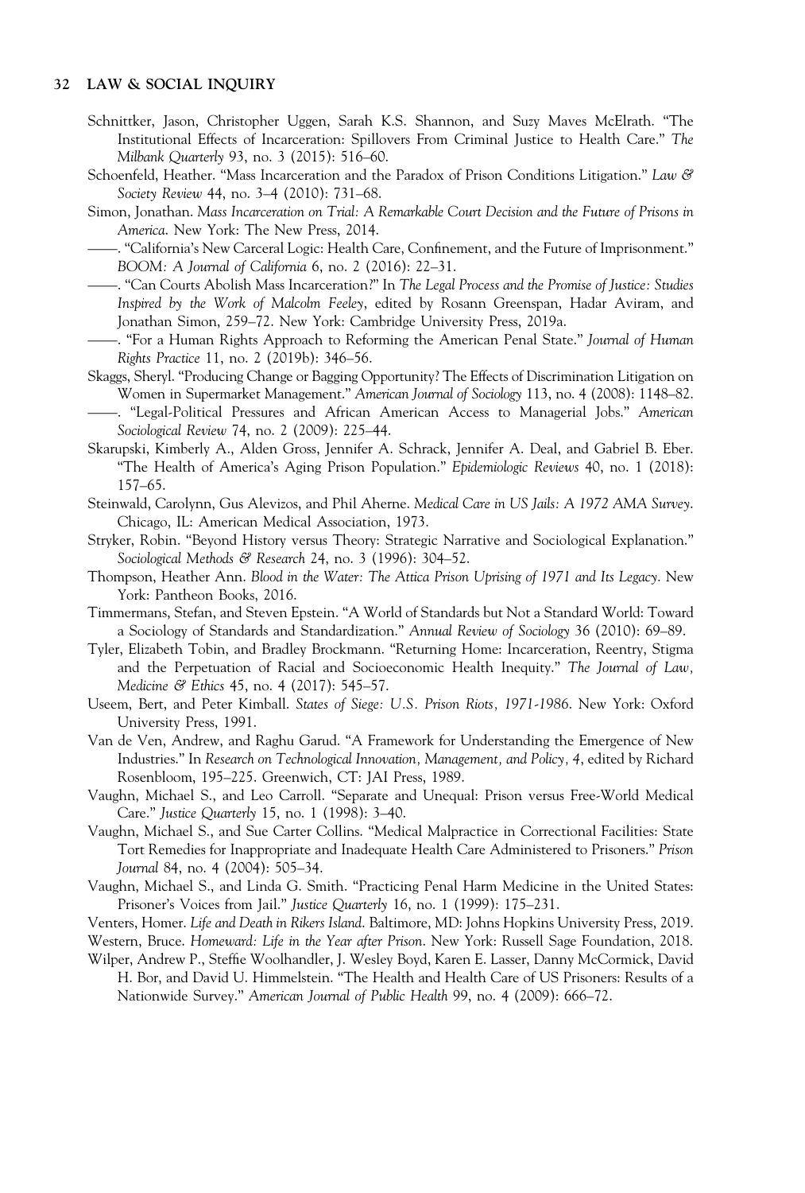Schnittker, Jason, Christopher Uggen, Sarah K.S. Shannon, and Suzy Maves McElrath. "The Institutional Effects of Incarceration: Spillovers From Criminal Justice to Health Care." *The Milbank Quarterly* 93, no. 3 (2015): 516–60.

Schoenfeld, Heather. "Mass Incarceration and the Paradox of Prison Conditions Litigation." *Law & Society Review* 44, no. 3–4 (2010): 731–68.

Simon, Jonathan. *Mass Incarceration on Trial: A Remarkable Court Decision and the Future of Prisons in America*. New York: The New Press, 2014.

——. "California's New Carceral Logic: Health Care, Confinement, and the Future of Imprisonment." *BOOM: A Journal of California* 6, no. 2 (2016): 22–31.

——. "Can Courts Abolish Mass Incarceration?" In *The Legal Process and the Promise of Justice: Studies Inspired by the Work of Malcolm Feeley*, edited by Rosann Greenspan, Hadar Aviram, and Jonathan Simon, 259–72. New York: Cambridge University Press, 2019a.

——. "For a Human Rights Approach to Reforming the American Penal State." *Journal of Human Rights Practice* 11, no. 2 (2019b): 346–56.

Skaggs, Sheryl. "Producing Change or Bagging Opportunity? The Effects of Discrimination Litigation on Women in Supermarket Management." *American Journal of Sociology* 113, no. 4 (2008): 1148–82.

——. "Legal-Political Pressures and African American Access to Managerial Jobs." *American Sociological Review* 74, no. 2 (2009): 225–44.

Skarupski, Kimberly A., Alden Gross, Jennifer A. Schrack, Jennifer A. Deal, and Gabriel B. Eber. "The Health of America's Aging Prison Population." *Epidemiologic Reviews* 40, no. 1 (2018): 157–65.

Steinwald, Carolynn, Gus Alevizos, and Phil Aherne. *Medical Care in US Jails: A 1972 AMA Survey*. Chicago, IL: American Medical Association, 1973.

Stryker, Robin. "Beyond History versus Theory: Strategic Narrative and Sociological Explanation." *Sociological Methods & Research* 24, no. 3 (1996): 304–52.

Thompson, Heather Ann. *Blood in the Water: The Attica Prison Uprising of 1971 and Its Legacy*. New York: Pantheon Books, 2016.

Timmermans, Stefan, and Steven Epstein. "A World of Standards but Not a Standard World: Toward a Sociology of Standards and Standardization." *Annual Review of Sociology* 36 (2010): 69–89.

Tyler, Elizabeth Tobin, and Bradley Brockmann. "Returning Home: Incarceration, Reentry, Stigma and the Perpetuation of Racial and Socioeconomic Health Inequity." *The Journal of Law, Medicine & Ethics* 45, no. 4 (2017): 545–57.

Useem, Bert, and Peter Kimball. *States of Siege: U.S. Prison Riots, 1971-1986*. New York: Oxford University Press, 1991.

Van de Ven, Andrew, and Raghu Garud. "A Framework for Understanding the Emergence of New Industries." In *Research on Technological Innovation, Management, and Policy, 4*, edited by Richard Rosenbloom, 195–225. Greenwich, CT: JAI Press, 1989.

Vaughn, Michael S., and Leo Carroll. "Separate and Unequal: Prison versus Free-World Medical Care." *Justice Quarterly* 15, no. 1 (1998): 3–40.

Vaughn, Michael S., and Sue Carter Collins. "Medical Malpractice in Correctional Facilities: State Tort Remedies for Inappropriate and Inadequate Health Care Administered to Prisoners." *Prison Journal* 84, no. 4 (2004): 505–34.

Vaughn, Michael S., and Linda G. Smith. "Practicing Penal Harm Medicine in the United States: Prisoner's Voices from Jail." *Justice Quarterly* 16, no. 1 (1999): 175–231.

Venters, Homer. *Life and Death in Rikers Island*. Baltimore, MD: Johns Hopkins University Press, 2019.

Western, Bruce. *Homeward: Life in the Year after Prison*. New York: Russell Sage Foundation, 2018.

Wilper, Andrew P., Steffie Woolhandler, J. Wesley Boyd, Karen E. Lasser, Danny McCormick, David H. Bor, and David U. Himmelstein. "The Health and Health Care of US Prisoners: Results of a Nationwide Survey." *American Journal of Public Health* 99, no. 4 (2009): 666–72.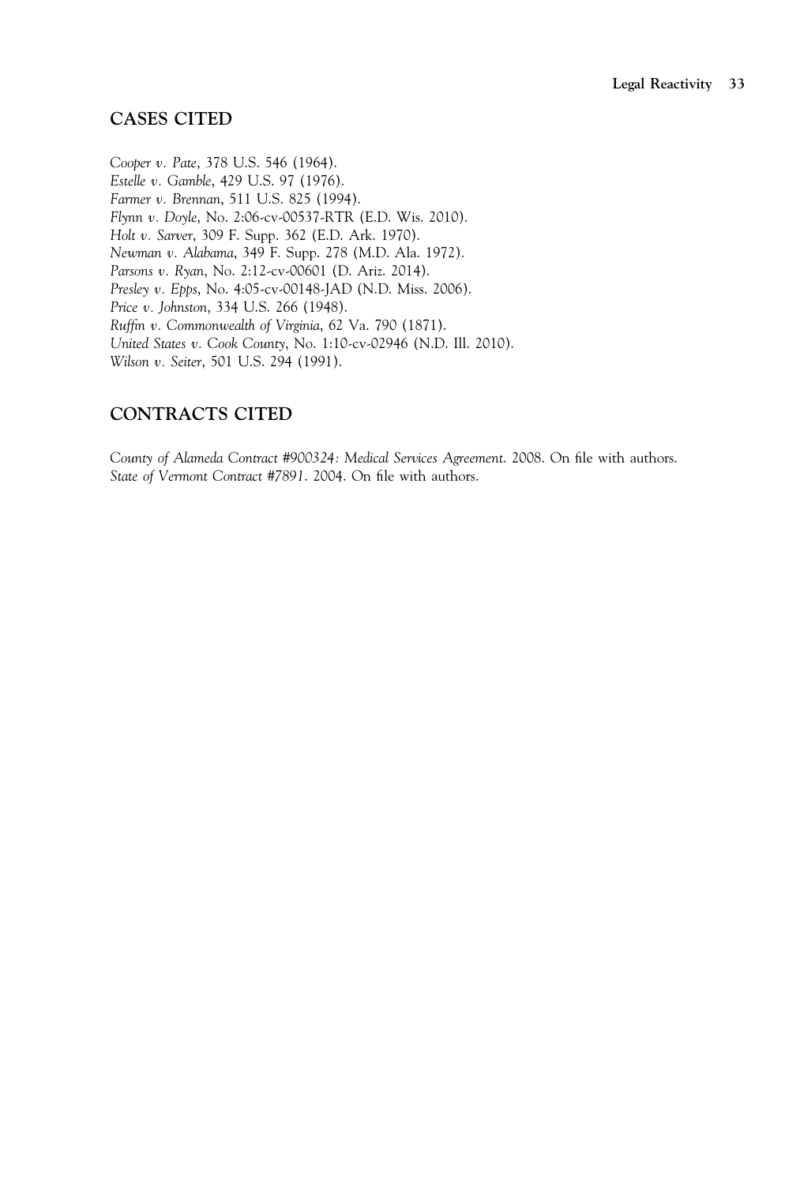## CASES CITED

*Cooper v. Pate*, 378 U.S. 546 (1964).
*Estelle v. Gamble*, 429 U.S. 97 (1976).
*Farmer v. Brennan*, 511 U.S. 825 (1994).
*Flynn v. Doyle*, No. 2:06-cv-00537-RTR (E.D. Wis. 2010).
*Holt v. Sarver*, 309 F. Supp. 362 (E.D. Ark. 1970).
*Newman v. Alabama*, 349 F. Supp. 278 (M.D. Ala. 1972).
*Parsons v. Ryan*, No. 2:12-cv-00601 (D. Ariz. 2014).
*Presley v. Epps*, No. 4:05-cv-00148-JAD (N.D. Miss. 2006).
*Price v. Johnston*, 334 U.S. 266 (1948).
*Ruffin v. Commonwealth of Virginia*, 62 Va. 790 (1871).
*United States v. Cook County*, No. 1:10-cv-02946 (N.D. Ill. 2010).
*Wilson v. Seiter*, 501 U.S. 294 (1991).

## CONTRACTS CITED

*County of Alameda Contract #900324: Medical Services Agreement*. 2008. On file with authors.
*State of Vermont Contract #7891*. 2004. On file with authors.